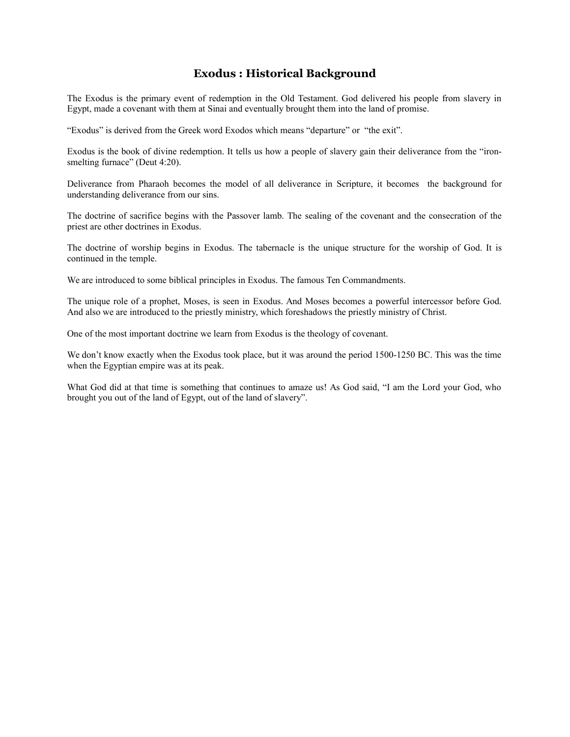# Exodus : Historical Background

The Exodus is the primary event of redemption in the Old Testament. God delivered his people from slavery in Egypt, made a covenant with them at Sinai and eventually brought them into the land of promise.

“Exodus” is derived from the Greek word Exodos which means “departure” or “the exit”.

Exodus is the book of divine redemption. It tells us how a people of slavery gain their deliverance from the “iron-smelting furnace” (Deut 4:20).

Deliverance from Pharaoh becomes the model of all deliverance in Scripture, it becomes the background for understanding deliverance from our sins.

The doctrine of sacrifice begins with the Passover lamb. The sealing of the covenant and the consecration of the priest are other doctrines in Exodus.

The doctrine of worship begins in Exodus. The tabernacle is the unique structure for the worship of God. It is continued in the temple.

We are introduced to some biblical principles in Exodus. The famous Ten Commandments.

The unique role of a prophet, Moses, is seen in Exodus. And Moses becomes a powerful intercessor before God. And also we are introduced to the priestly ministry, which foreshadows the priestly ministry of Christ.

One of the most important doctrine we learn from Exodus is the theology of covenant.

We don’t know exactly when the Exodus took place, but it was around the period 1500-1250 BC. This was the time when the Egyptian empire was at its peak.

What God did at that time is something that continues to amaze us! As God said, “I am the Lord your God, who brought you out of the land of Egypt, out of the land of slavery”.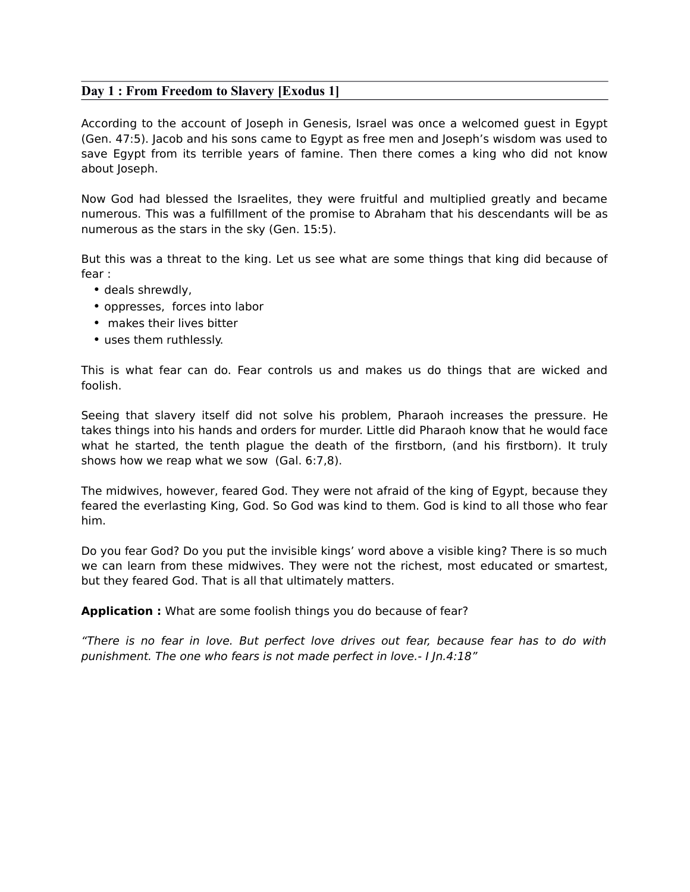## Day 1 : From Freedom to Slavery [Exodus 1]

According to the account of Joseph in Genesis, Israel was once a welcomed guest in Egypt (Gen. 47:5). Jacob and his sons came to Egypt as free men and Joseph's wisdom was used to save Egypt from its terrible years of famine. Then there comes a king who did not know about Joseph.

Now God had blessed the Israelites, they were fruitful and multiplied greatly and became numerous. This was a fulfillment of the promise to Abraham that his descendants will be as numerous as the stars in the sky (Gen. 15:5).

But this was a threat to the king. Let us see what are some things that king did because of fear :

- deals shrewdly,
- oppresses, forces into labor
- makes their lives bitter
- uses them ruthlessly.

This is what fear can do. Fear controls us and makes us do things that are wicked and foolish.

Seeing that slavery itself did not solve his problem, Pharaoh increases the pressure. He takes things into his hands and orders for murder. Little did Pharaoh know that he would face what he started, the tenth plague the death of the firstborn, (and his firstborn). It truly shows how we reap what we sow (Gal. 6:7,8).

The midwives, however, feared God. They were not afraid of the king of Egypt, because they feared the everlasting King, God. So God was kind to them. God is kind to all those who fear him.

Do you fear God? Do you put the invisible kings' word above a visible king? There is so much we can learn from these midwives. They were not the richest, most educated or smartest, but they feared God. That is all that ultimately matters.

**Application :** What are some foolish things you do because of fear?

*"There is no fear in love. But perfect love drives out fear, because fear has to do with punishment. The one who fears is not made perfect in love.- I Jn.4:18"*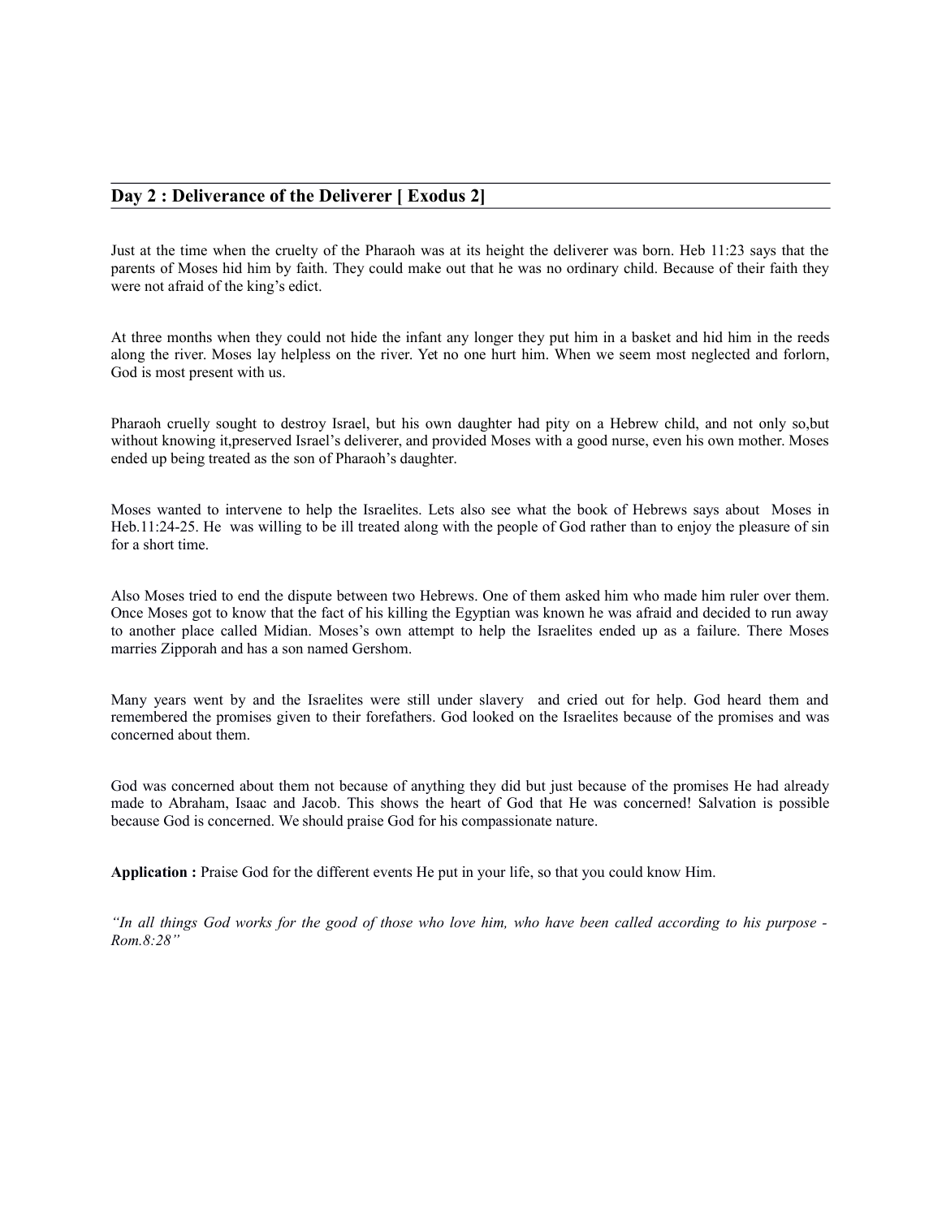## Day 2 : Deliverance of the Deliverer [ Exodus 2]

Just at the time when the cruelty of the Pharaoh was at its height the deliverer was born. Heb 11:23 says that the parents of Moses hid him by faith. They could make out that he was no ordinary child. Because of their faith they were not afraid of the king's edict.

At three months when they could not hide the infant any longer they put him in a basket and hid him in the reeds along the river. Moses lay helpless on the river. Yet no one hurt him. When we seem most neglected and forlorn, God is most present with us.

Pharaoh cruelly sought to destroy Israel, but his own daughter had pity on a Hebrew child, and not only so,but without knowing it,preserved Israel's deliverer, and provided Moses with a good nurse, even his own mother. Moses ended up being treated as the son of Pharaoh's daughter.

Moses wanted to intervene to help the Israelites. Lets also see what the book of Hebrews says about Moses in Heb.11:24-25. He was willing to be ill treated along with the people of God rather than to enjoy the pleasure of sin for a short time.

Also Moses tried to end the dispute between two Hebrews. One of them asked him who made him ruler over them. Once Moses got to know that the fact of his killing the Egyptian was known he was afraid and decided to run away to another place called Midian. Moses's own attempt to help the Israelites ended up as a failure. There Moses marries Zipporah and has a son named Gershom.

Many years went by and the Israelites were still under slavery and cried out for help. God heard them and remembered the promises given to their forefathers. God looked on the Israelites because of the promises and was concerned about them.

God was concerned about them not because of anything they did but just because of the promises He had already made to Abraham, Isaac and Jacob. This shows the heart of God that He was concerned! Salvation is possible because God is concerned. We should praise God for his compassionate nature.

**Application :** Praise God for the different events He put in your life, so that you could know Him.

*"In all things God works for the good of those who love him, who have been called according to his purpose - Rom.8:28"*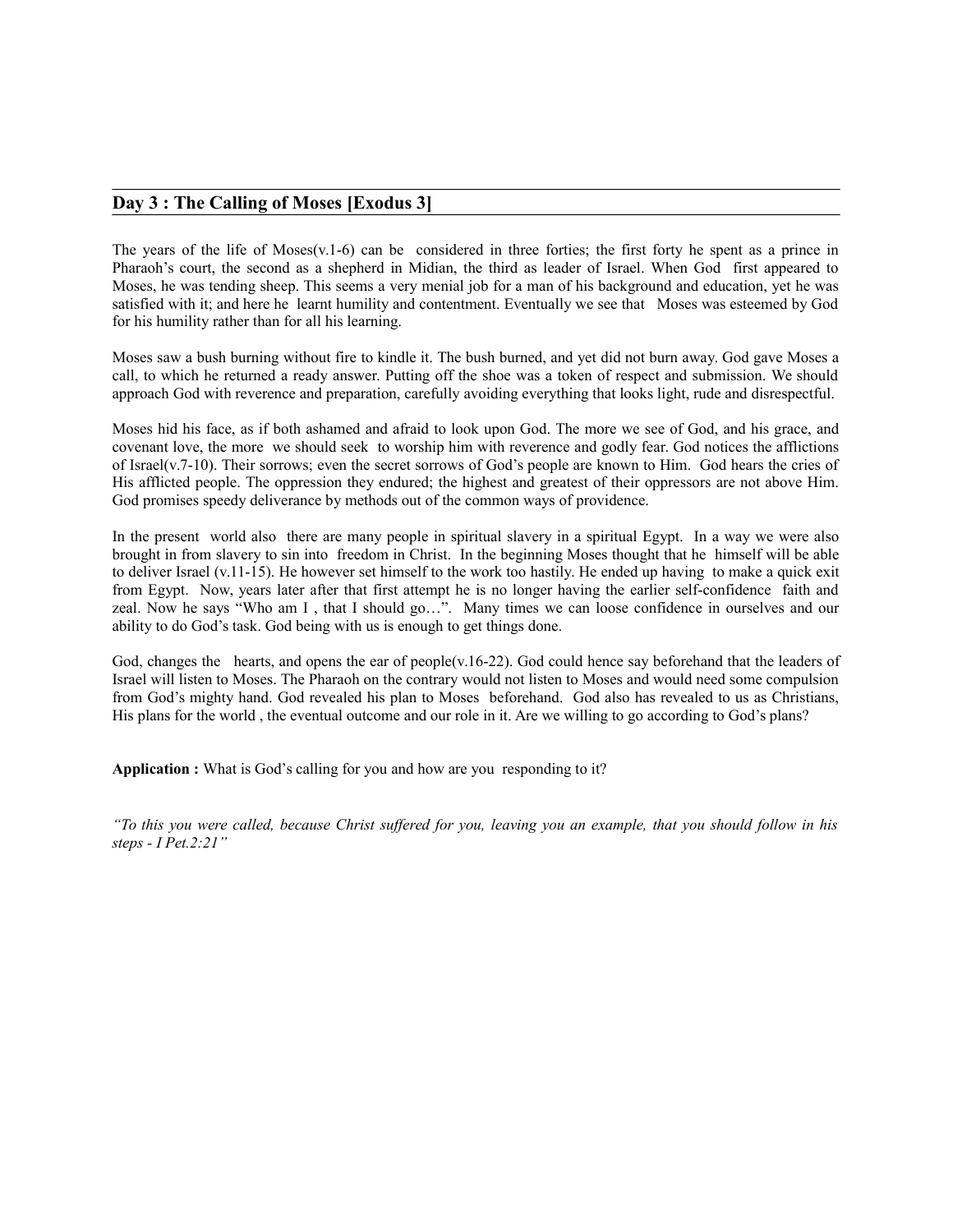## Day 3 : The Calling of Moses [Exodus 3]

The years of the life of Moses(v.1-6) can be considered in three forties; the first forty he spent as a prince in Pharaoh's court, the second as a shepherd in Midian, the third as leader of Israel. When God first appeared to Moses, he was tending sheep. This seems a very menial job for a man of his background and education, yet he was satisfied with it; and here he learnt humility and contentment. Eventually we see that Moses was esteemed by God for his humility rather than for all his learning.

Moses saw a bush burning without fire to kindle it. The bush burned, and yet did not burn away. God gave Moses a call, to which he returned a ready answer. Putting off the shoe was a token of respect and submission. We should approach God with reverence and preparation, carefully avoiding everything that looks light, rude and disrespectful.

Moses hid his face, as if both ashamed and afraid to look upon God. The more we see of God, and his grace, and covenant love, the more we should seek to worship him with reverence and godly fear. God notices the afflictions of Israel(v.7-10). Their sorrows; even the secret sorrows of God's people are known to Him. God hears the cries of His afflicted people. The oppression they endured; the highest and greatest of their oppressors are not above Him. God promises speedy deliverance by methods out of the common ways of providence.

In the present world also there are many people in spiritual slavery in a spiritual Egypt. In a way we were also brought in from slavery to sin into freedom in Christ. In the beginning Moses thought that he himself will be able to deliver Israel (v.11-15). He however set himself to the work too hastily. He ended up having to make a quick exit from Egypt. Now, years later after that first attempt he is no longer having the earlier self-confidence faith and zeal. Now he says "Who am I , that I should go…". Many times we can loose confidence in ourselves and our ability to do God's task. God being with us is enough to get things done.

God, changes the hearts, and opens the ear of people(v.16-22). God could hence say beforehand that the leaders of Israel will listen to Moses. The Pharaoh on the contrary would not listen to Moses and would need some compulsion from God's mighty hand. God revealed his plan to Moses beforehand. God also has revealed to us as Christians, His plans for the world , the eventual outcome and our role in it. Are we willing to go according to God's plans?

**Application :** What is God's calling for you and how are you responding to it?

*"To this you were called, because Christ suffered for you, leaving you an example, that you should follow in his steps - I Pet.2:21"*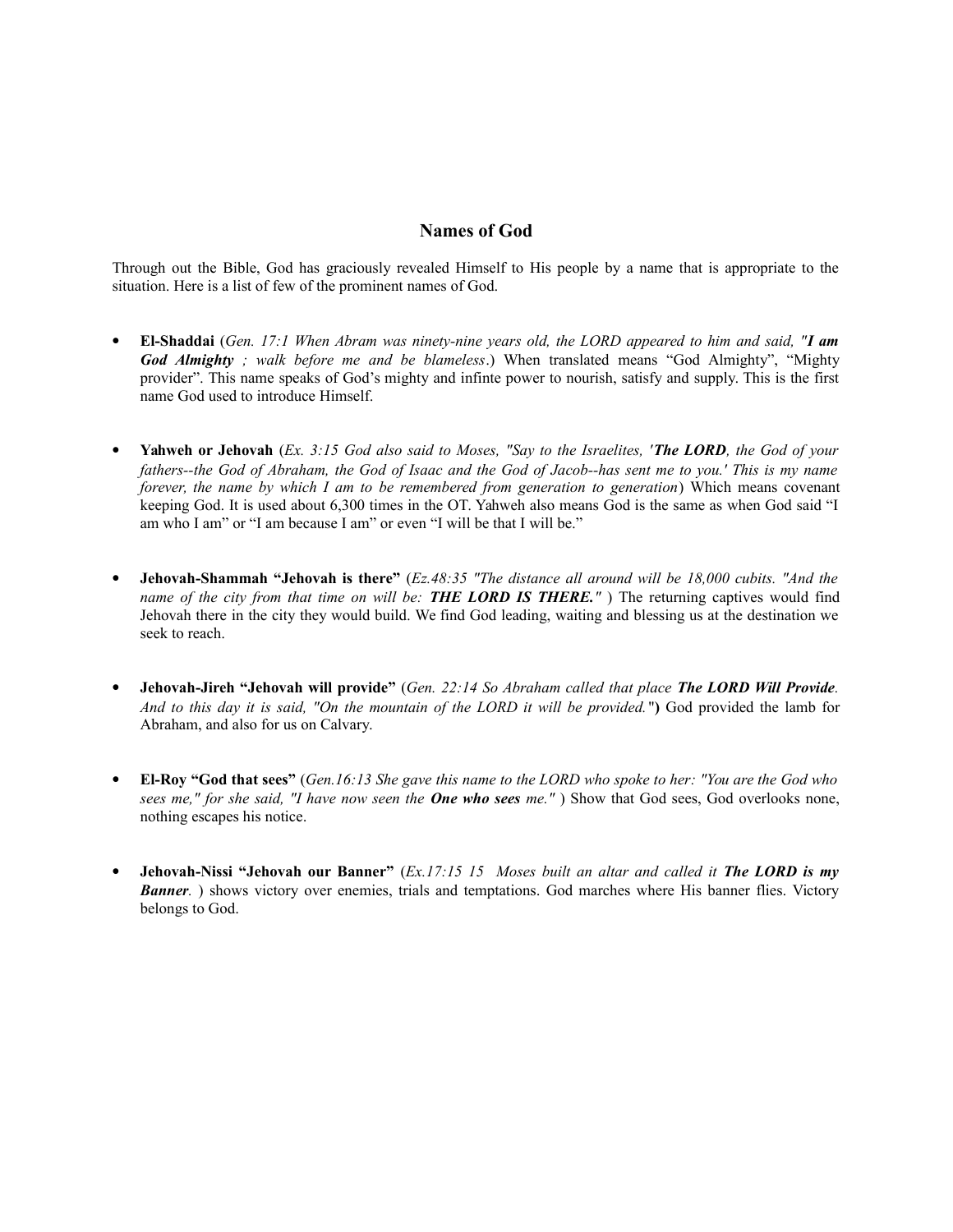## Names of God

Through out the Bible, God has graciously revealed Himself to His people by a name that is appropriate to the situation. Here is a list of few of the prominent names of God.

- **El-Shaddai** (*Gen. 17:1 When Abram was ninety-nine years old, the LORD appeared to him and said, "**I am God Almighty** ; walk before me and be blameless*.) When translated means "God Almighty", "Mighty provider". This name speaks of God's mighty and infinte power to nourish, satisfy and supply. This is the first name God used to introduce Himself.

- **Yahweh or Jehovah** (*Ex. 3:15 God also said to Moses, "Say to the Israelites, '**The LORD**, the God of your fathers--the God of Abraham, the God of Isaac and the God of Jacob--has sent me to you.' This is my name forever, the name by which I am to be remembered from generation to generation*) Which means covenant keeping God. It is used about 6,300 times in the OT. Yahweh also means God is the same as when God said "I am who I am" or "I am because I am" or even "I will be that I will be."

- **Jehovah-Shammah "Jehovah is there"** (*Ez.48:35 "The distance all around will be 18,000 cubits. "And the name of the city from that time on will be: **THE LORD IS THERE.**"* ) The returning captives would find Jehovah there in the city they would build. We find God leading, waiting and blessing us at the destination we seek to reach.

- **Jehovah-Jireh "Jehovah will provide"** (*Gen. 22:14 So Abraham called that place **The LORD Will Provide**. And to this day it is said, "On the mountain of the LORD it will be provided."*") God provided the lamb for Abraham, and also for us on Calvary.

- **El-Roy "God that sees"** (*Gen.16:13 She gave this name to the LORD who spoke to her: "You are the God who sees me," for she said, "I have now seen the **One who sees** me."* ) Show that God sees, God overlooks none, nothing escapes his notice.

- **Jehovah-Nissi "Jehovah our Banner"** (*Ex.17:15 15 Moses built an altar and called it **The LORD is my Banner**.* ) shows victory over enemies, trials and temptations. God marches where His banner flies. Victory belongs to God.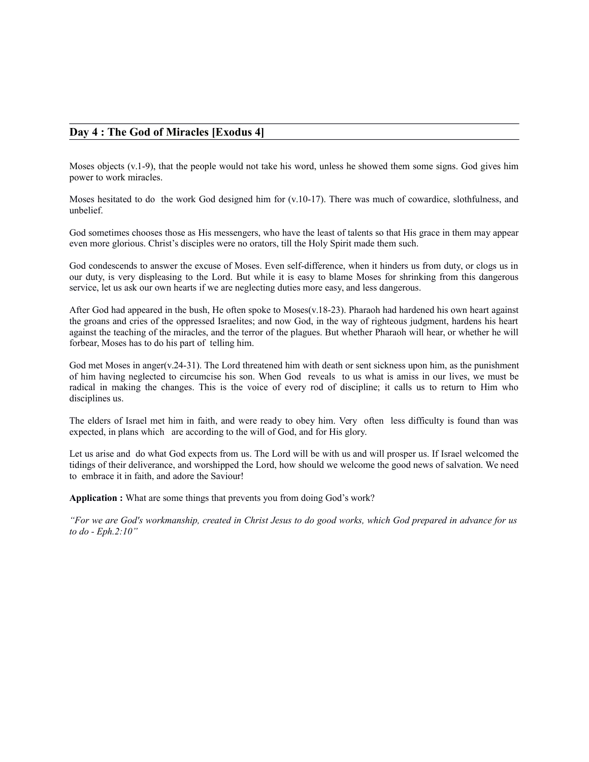## Day 4 : The God of Miracles [Exodus 4]

Moses objects (v.1-9), that the people would not take his word, unless he showed them some signs. God gives him power to work miracles.

Moses hesitated to do the work God designed him for (v.10-17). There was much of cowardice, slothfulness, and unbelief.

God sometimes chooses those as His messengers, who have the least of talents so that His grace in them may appear even more glorious. Christ's disciples were no orators, till the Holy Spirit made them such.

God condescends to answer the excuse of Moses. Even self-difference, when it hinders us from duty, or clogs us in our duty, is very displeasing to the Lord. But while it is easy to blame Moses for shrinking from this dangerous service, let us ask our own hearts if we are neglecting duties more easy, and less dangerous.

After God had appeared in the bush, He often spoke to Moses(v.18-23). Pharaoh had hardened his own heart against the groans and cries of the oppressed Israelites; and now God, in the way of righteous judgment, hardens his heart against the teaching of the miracles, and the terror of the plagues. But whether Pharaoh will hear, or whether he will forbear, Moses has to do his part of telling him.

God met Moses in anger(v.24-31). The Lord threatened him with death or sent sickness upon him, as the punishment of him having neglected to circumcise his son. When God reveals to us what is amiss in our lives, we must be radical in making the changes. This is the voice of every rod of discipline; it calls us to return to Him who disciplines us.

The elders of Israel met him in faith, and were ready to obey him. Very often less difficulty is found than was expected, in plans which are according to the will of God, and for His glory.

Let us arise and do what God expects from us. The Lord will be with us and will prosper us. If Israel welcomed the tidings of their deliverance, and worshipped the Lord, how should we welcome the good news of salvation. We need to embrace it in faith, and adore the Saviour!

**Application :** What are some things that prevents you from doing God's work?

*"For we are God's workmanship, created in Christ Jesus to do good works, which God prepared in advance for us to do - Eph.2:10"*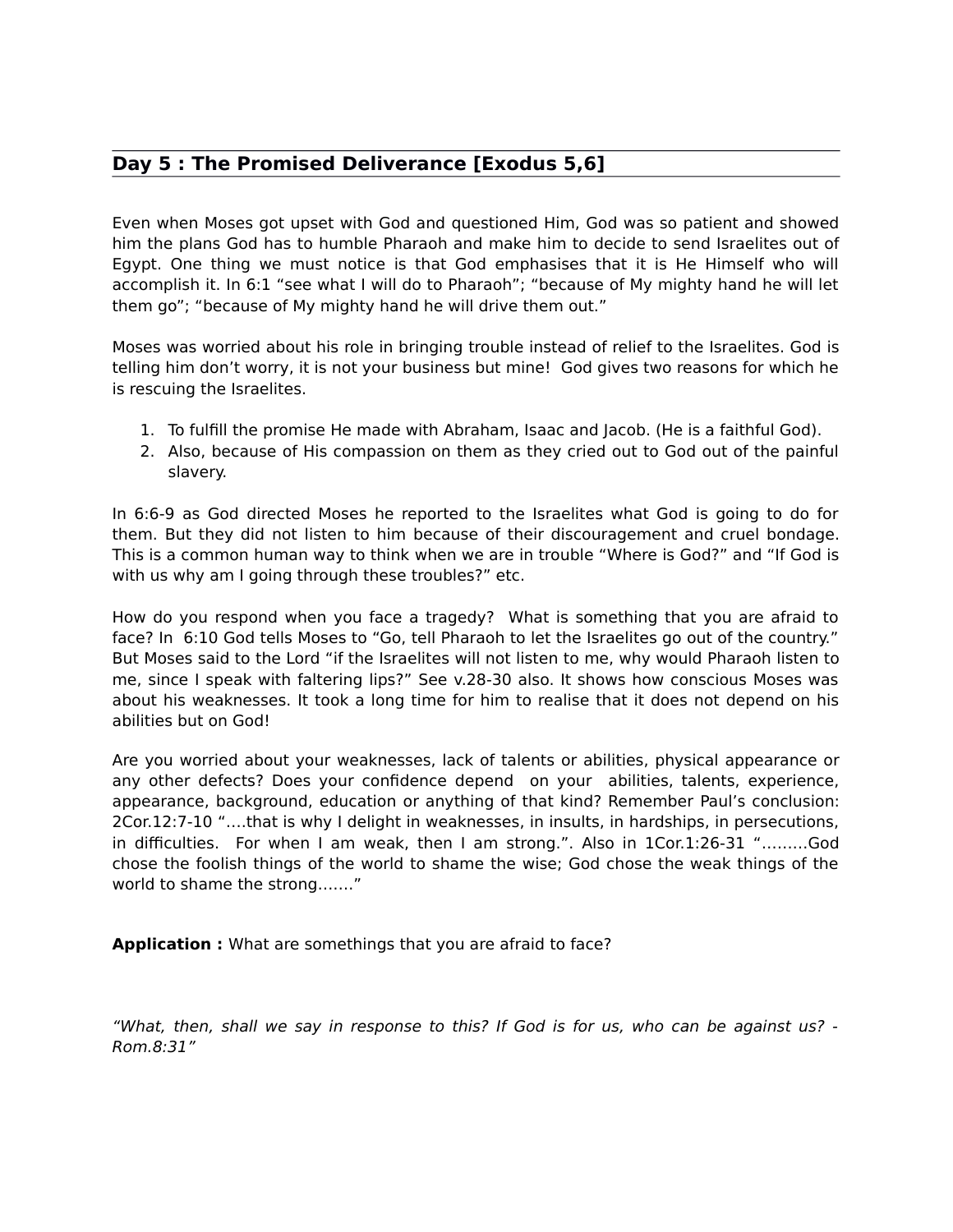## Day 5 : The Promised Deliverance [Exodus 5,6]

Even when Moses got upset with God and questioned Him, God was so patient and showed him the plans God has to humble Pharaoh and make him to decide to send Israelites out of Egypt. One thing we must notice is that God emphasises that it is He Himself who will accomplish it. In 6:1 “see what I will do to Pharaoh”; “because of My mighty hand he will let them go”; “because of My mighty hand he will drive them out.”

Moses was worried about his role in bringing trouble instead of relief to the Israelites. God is telling him don’t worry, it is not your business but mine! God gives two reasons for which he is rescuing the Israelites.

1. To fulfill the promise He made with Abraham, Isaac and Jacob. (He is a faithful God).
2. Also, because of His compassion on them as they cried out to God out of the painful slavery.

In 6:6-9 as God directed Moses he reported to the Israelites what God is going to do for them. But they did not listen to him because of their discouragement and cruel bondage. This is a common human way to think when we are in trouble “Where is God?” and “If God is with us why am I going through these troubles?” etc.

How do you respond when you face a tragedy? What is something that you are afraid to face? In 6:10 God tells Moses to “Go, tell Pharaoh to let the Israelites go out of the country.” But Moses said to the Lord “if the Israelites will not listen to me, why would Pharaoh listen to me, since I speak with faltering lips?” See v.28-30 also. It shows how conscious Moses was about his weaknesses. It took a long time for him to realise that it does not depend on his abilities but on God!

Are you worried about your weaknesses, lack of talents or abilities, physical appearance or any other defects? Does your confidence depend on your abilities, talents, experience, appearance, background, education or anything of that kind? Remember Paul’s conclusion: 2Cor.12:7-10 “….that is why I delight in weaknesses, in insults, in hardships, in persecutions, in difficulties. For when I am weak, then I am strong.”. Also in 1Cor.1:26-31 “………God chose the foolish things of the world to shame the wise; God chose the weak things of the world to shame the strong…….”

**Application :** What are somethings that you are afraid to face?

*“What, then, shall we say in response to this? If God is for us, who can be against us? - Rom.8:31”*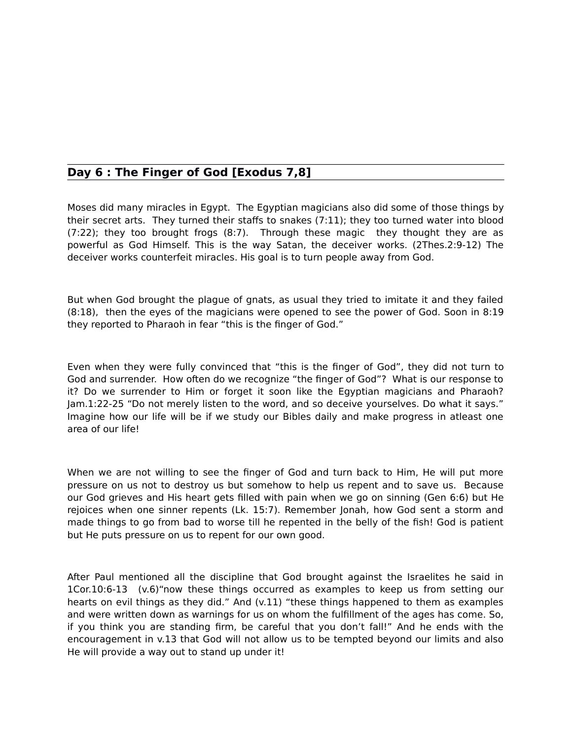## Day 6 : The Finger of God [Exodus 7,8]

Moses did many miracles in Egypt. The Egyptian magicians also did some of those things by their secret arts. They turned their staffs to snakes (7:11); they too turned water into blood (7:22); they too brought frogs (8:7). Through these magic they thought they are as powerful as God Himself. This is the way Satan, the deceiver works. (2Thes.2:9-12) The deceiver works counterfeit miracles. His goal is to turn people away from God.

But when God brought the plague of gnats, as usual they tried to imitate it and they failed (8:18), then the eyes of the magicians were opened to see the power of God. Soon in 8:19 they reported to Pharaoh in fear "this is the finger of God."

Even when they were fully convinced that "this is the finger of God", they did not turn to God and surrender. How often do we recognize "the finger of God"? What is our response to it? Do we surrender to Him or forget it soon like the Egyptian magicians and Pharaoh? Jam.1:22-25 "Do not merely listen to the word, and so deceive yourselves. Do what it says." Imagine how our life will be if we study our Bibles daily and make progress in atleast one area of our life!

When we are not willing to see the finger of God and turn back to Him, He will put more pressure on us not to destroy us but somehow to help us repent and to save us. Because our God grieves and His heart gets filled with pain when we go on sinning (Gen 6:6) but He rejoices when one sinner repents (Lk. 15:7). Remember Jonah, how God sent a storm and made things to go from bad to worse till he repented in the belly of the fish! God is patient but He puts pressure on us to repent for our own good.

After Paul mentioned all the discipline that God brought against the Israelites he said in 1Cor.10:6-13 (v.6)"now these things occurred as examples to keep us from setting our hearts on evil things as they did." And (v.11) "these things happened to them as examples and were written down as warnings for us on whom the fulfillment of the ages has come. So, if you think you are standing firm, be careful that you don't fall!" And he ends with the encouragement in v.13 that God will not allow us to be tempted beyond our limits and also He will provide a way out to stand up under it!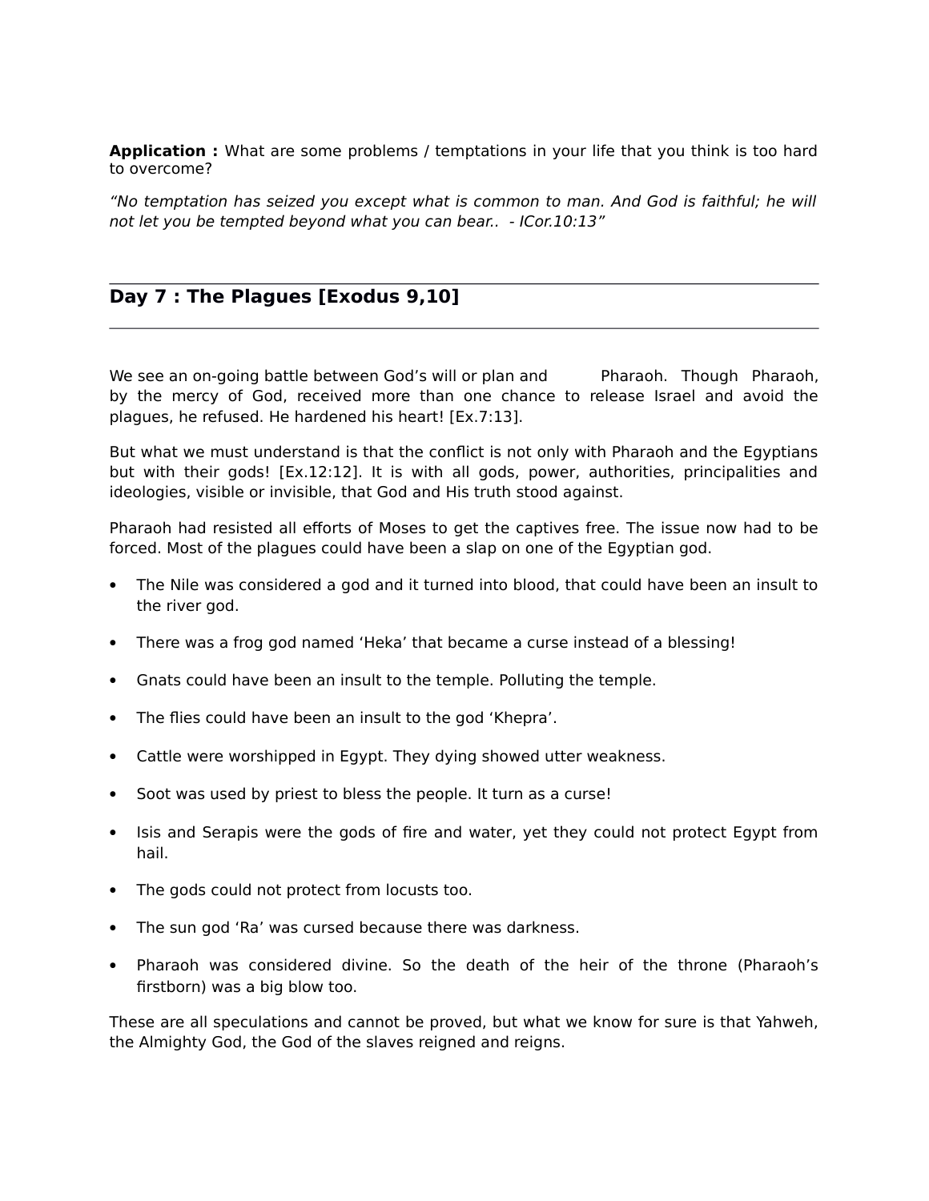**Application :** What are some problems / temptations in your life that you think is too hard to overcome?

*“No temptation has seized you except what is common to man. And God is faithful; he will not let you be tempted beyond what you can bear.. - ICor.10:13”*

---

## Day 7 : The Plagues [Exodus 9,10]

---

We see an on-going battle between God’s will or plan and Pharaoh. Though Pharaoh, by the mercy of God, received more than one chance to release Israel and avoid the plagues, he refused. He hardened his heart! [Ex.7:13].

But what we must understand is that the conflict is not only with Pharaoh and the Egyptians but with their gods! [Ex.12:12]. It is with all gods, power, authorities, principalities and ideologies, visible or invisible, that God and His truth stood against.

Pharaoh had resisted all efforts of Moses to get the captives free. The issue now had to be forced. Most of the plagues could have been a slap on one of the Egyptian god.

- The Nile was considered a god and it turned into blood, that could have been an insult to the river god.
- There was a frog god named ‘Heka’ that became a curse instead of a blessing!
- Gnats could have been an insult to the temple. Polluting the temple.
- The flies could have been an insult to the god ‘Khepra’.
- Cattle were worshipped in Egypt. They dying showed utter weakness.
- Soot was used by priest to bless the people. It turn as a curse!
- Isis and Serapis were the gods of fire and water, yet they could not protect Egypt from hail.
- The gods could not protect from locusts too.
- The sun god ‘Ra’ was cursed because there was darkness.
- Pharaoh was considered divine. So the death of the heir of the throne (Pharaoh’s firstborn) was a big blow too.

These are all speculations and cannot be proved, but what we know for sure is that Yahweh, the Almighty God, the God of the slaves reigned and reigns.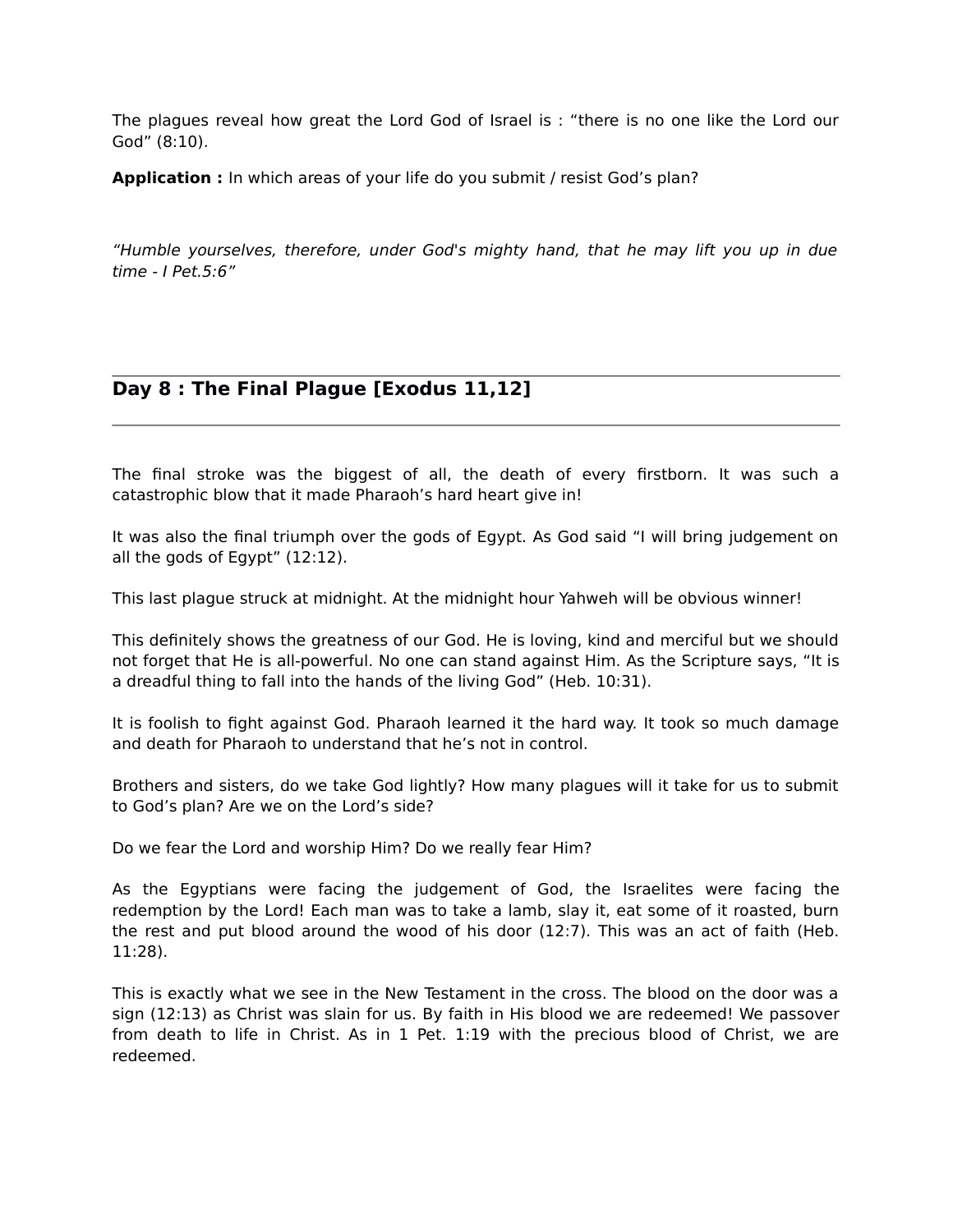The plagues reveal how great the Lord God of Israel is : “there is no one like the Lord our God” (8:10).

**Application :** In which areas of your life do you submit / resist God’s plan?

*“Humble yourselves, therefore, under God's mighty hand, that he may lift you up in due time - I Pet.5:6”*

---

## Day 8 : The Final Plague [Exodus 11,12]

---

The final stroke was the biggest of all, the death of every firstborn. It was such a catastrophic blow that it made Pharaoh’s hard heart give in!

It was also the final triumph over the gods of Egypt. As God said “I will bring judgement on all the gods of Egypt” (12:12).

This last plague struck at midnight. At the midnight hour Yahweh will be obvious winner!

This definitely shows the greatness of our God. He is loving, kind and merciful but we should not forget that He is all-powerful. No one can stand against Him. As the Scripture says, “It is a dreadful thing to fall into the hands of the living God” (Heb. 10:31).

It is foolish to fight against God. Pharaoh learned it the hard way. It took so much damage and death for Pharaoh to understand that he’s not in control.

Brothers and sisters, do we take God lightly? How many plagues will it take for us to submit to God’s plan? Are we on the Lord’s side?

Do we fear the Lord and worship Him? Do we really fear Him?

As the Egyptians were facing the judgement of God, the Israelites were facing the redemption by the Lord! Each man was to take a lamb, slay it, eat some of it roasted, burn the rest and put blood around the wood of his door (12:7). This was an act of faith (Heb. 11:28).

This is exactly what we see in the New Testament in the cross. The blood on the door was a sign (12:13) as Christ was slain for us. By faith in His blood we are redeemed! We passover from death to life in Christ. As in 1 Pet. 1:19 with the precious blood of Christ, we are redeemed.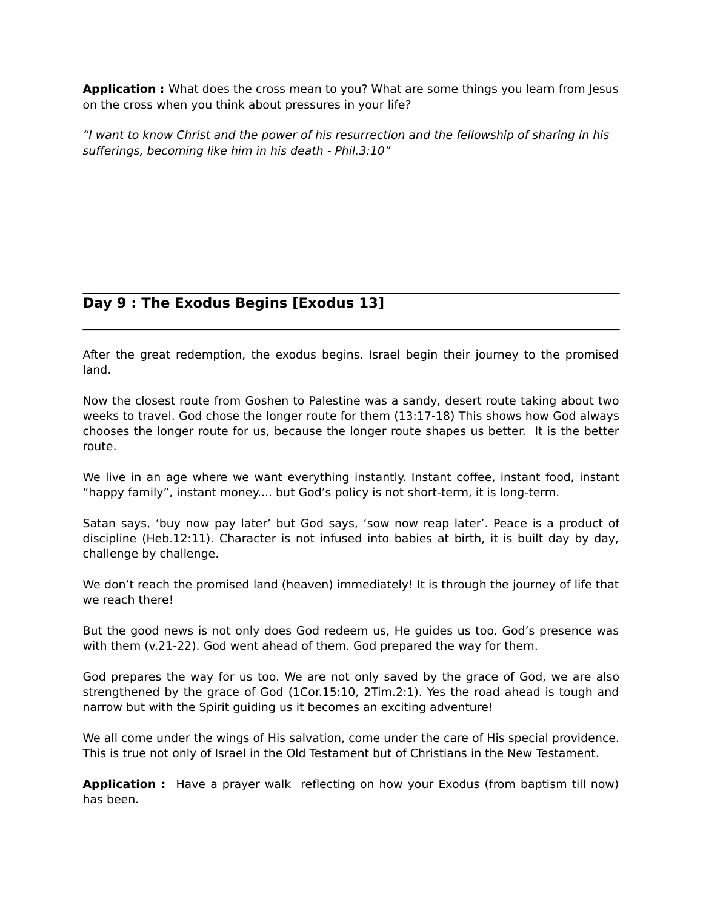**Application :** What does the cross mean to you? What are some things you learn from Jesus on the cross when you think about pressures in your life?

*“I want to know Christ and the power of his resurrection and the fellowship of sharing in his sufferings, becoming like him in his death - Phil.3:10”*

---

## Day 9 : The Exodus Begins [Exodus 13]

---

After the great redemption, the exodus begins. Israel begin their journey to the promised land.

Now the closest route from Goshen to Palestine was a sandy, desert route taking about two weeks to travel. God chose the longer route for them (13:17-18) This shows how God always chooses the longer route for us, because the longer route shapes us better. It is the better route.

We live in an age where we want everything instantly. Instant coffee, instant food, instant “happy family”, instant money.... but God’s policy is not short-term, it is long-term.

Satan says, ‘buy now pay later’ but God says, ‘sow now reap later’. Peace is a product of discipline (Heb.12:11). Character is not infused into babies at birth, it is built day by day, challenge by challenge.

We don’t reach the promised land (heaven) immediately! It is through the journey of life that we reach there!

But the good news is not only does God redeem us, He guides us too. God’s presence was with them (v.21-22). God went ahead of them. God prepared the way for them.

God prepares the way for us too. We are not only saved by the grace of God, we are also strengthened by the grace of God (1Cor.15:10, 2Tim.2:1). Yes the road ahead is tough and narrow but with the Spirit guiding us it becomes an exciting adventure!

We all come under the wings of His salvation, come under the care of His special providence. This is true not only of Israel in the Old Testament but of Christians in the New Testament.

**Application :** Have a prayer walk reflecting on how your Exodus (from baptism till now) has been.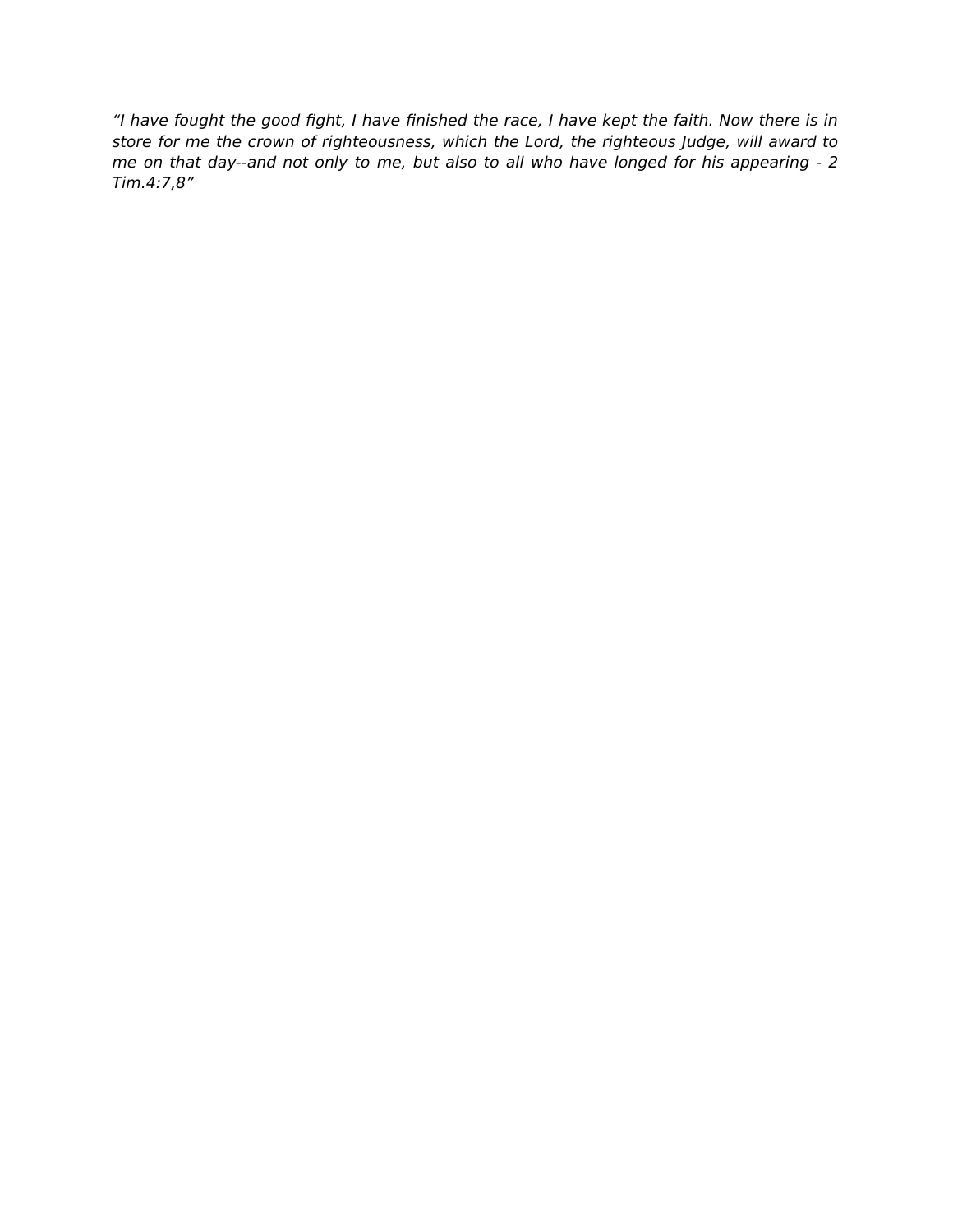*“I have fought the good fight, I have finished the race, I have kept the faith. Now there is in store for me the crown of righteousness, which the Lord, the righteous Judge, will award to me on that day--and not only to me, but also to all who have longed for his appearing - 2 Tim.4:7,8”*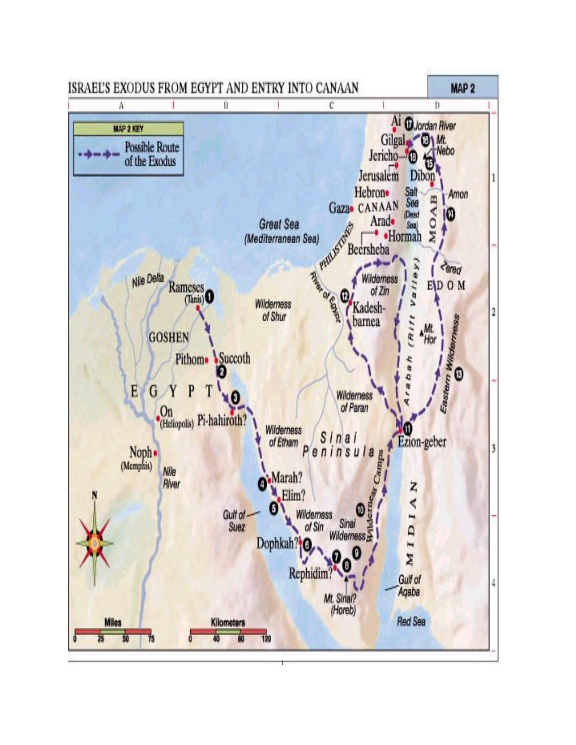# ISRAEL'S EXODUS FROM EGYPT AND ENTRY INTO CANAAN

**MAP 2**

**MAP 2 KEY**

Possible Route of the Exodus

Great Sea (Mediterranean Sea)

Nile Delta

Rameses (Tanis) 1

GOSHEN

Pithom

Succoth 2

EGYPT

On (Heliopolis)

Pi-hahiroth? 3

Noph (Memphis)

Nile River

Wilderness of Shur

Wilderness of Etham

Marah? 4

Elim? 5

Gulf of Suez

Dophkah? 6

Rephidim? 7

Mt. Sinai? (Horeb) 8

9

Wilderness of Sin

Sinai Wilderness 10

Sinai Peninsula

Wilderness Camps

Wilderness of Paran

Ezion-geber 11

Gulf of Aqaba

Red Sea

MIDIAN

River of Egypt

PHILISTINES

Kadesh-barnea 12

Wilderness of Zin

Arabah (Rift Valley)

Mt. Hor

Eastern Wilderness 13

EDOM

Zered

MOAB 14

Arnon

Dibon

Mt. Nebo 15

Gilgal 16

Ai 17 Jordan River

Jericho 18

Jerusalem

Hebron

Gaza

CANAAN

Salt Sea (Dead Sea)

Arad

Hormah

Beersheba

Miles 0 25 50 75

Kilometers 0 40 80 120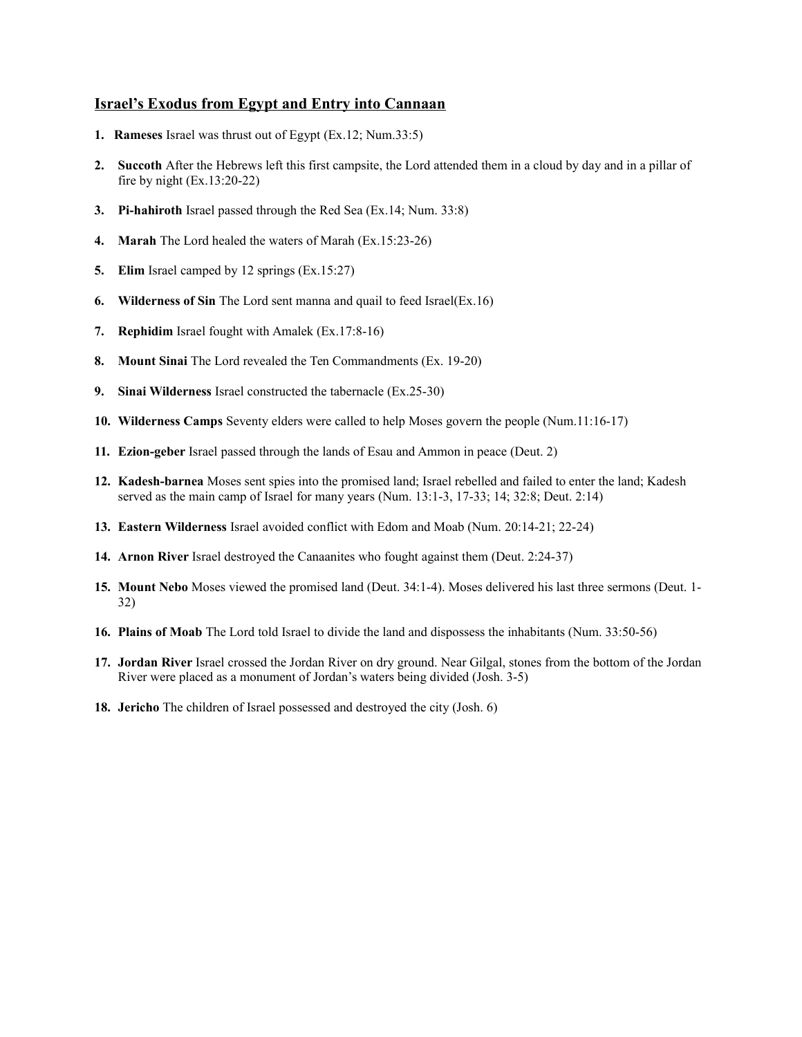## **Israel's Exodus from Egypt and Entry into Cannaan**

1. **Rameses** Israel was thrust out of Egypt (Ex.12; Num.33:5)
2. **Succoth** After the Hebrews left this first campsite, the Lord attended them in a cloud by day and in a pillar of fire by night (Ex.13:20-22)
3. **Pi-hahiroth** Israel passed through the Red Sea (Ex.14; Num. 33:8)
4. **Marah** The Lord healed the waters of Marah (Ex.15:23-26)
5. **Elim** Israel camped by 12 springs (Ex.15:27)
6. **Wilderness of Sin** The Lord sent manna and quail to feed Israel(Ex.16)
7. **Rephidim** Israel fought with Amalek (Ex.17:8-16)
8. **Mount Sinai** The Lord revealed the Ten Commandments (Ex. 19-20)
9. **Sinai Wilderness** Israel constructed the tabernacle (Ex.25-30)
10. **Wilderness Camps** Seventy elders were called to help Moses govern the people (Num.11:16-17)
11. **Ezion-geber** Israel passed through the lands of Esau and Ammon in peace (Deut. 2)
12. **Kadesh-barnea** Moses sent spies into the promised land; Israel rebelled and failed to enter the land; Kadesh served as the main camp of Israel for many years (Num. 13:1-3, 17-33; 14; 32:8; Deut. 2:14)
13. **Eastern Wilderness** Israel avoided conflict with Edom and Moab (Num. 20:14-21; 22-24)
14. **Arnon River** Israel destroyed the Canaanites who fought against them (Deut. 2:24-37)
15. **Mount Nebo** Moses viewed the promised land (Deut. 34:1-4). Moses delivered his last three sermons (Deut. 1-32)
16. **Plains of Moab** The Lord told Israel to divide the land and dispossess the inhabitants (Num. 33:50-56)
17. **Jordan River** Israel crossed the Jordan River on dry ground. Near Gilgal, stones from the bottom of the Jordan River were placed as a monument of Jordan's waters being divided (Josh. 3-5)
18. **Jericho** The children of Israel possessed and destroyed the city (Josh. 6)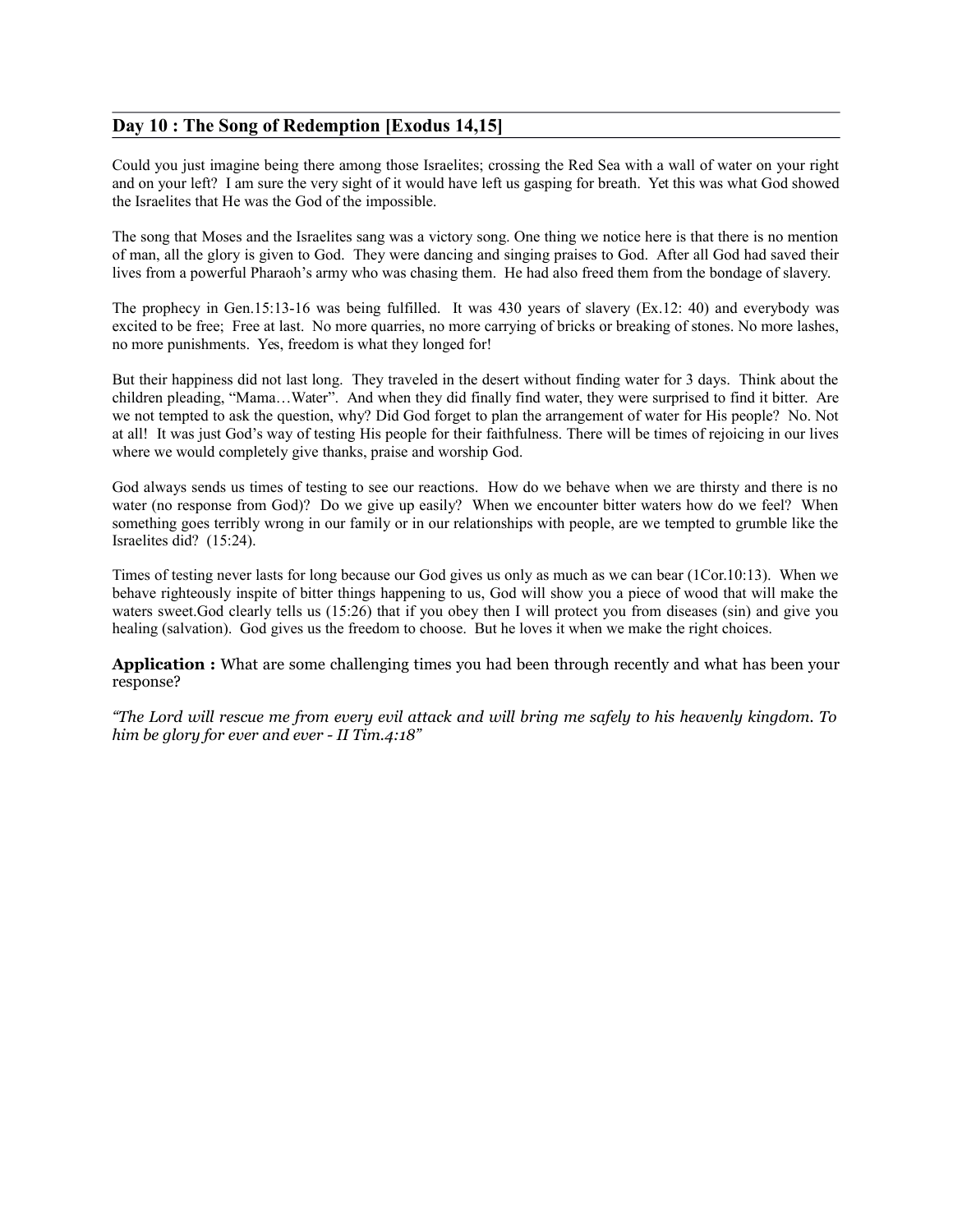## Day 10 : The Song of Redemption [Exodus 14,15]

Could you just imagine being there among those Israelites; crossing the Red Sea with a wall of water on your right and on your left? I am sure the very sight of it would have left us gasping for breath. Yet this was what God showed the Israelites that He was the God of the impossible.

The song that Moses and the Israelites sang was a victory song. One thing we notice here is that there is no mention of man, all the glory is given to God. They were dancing and singing praises to God. After all God had saved their lives from a powerful Pharaoh's army who was chasing them. He had also freed them from the bondage of slavery.

The prophecy in Gen.15:13-16 was being fulfilled. It was 430 years of slavery (Ex.12: 40) and everybody was excited to be free; Free at last. No more quarries, no more carrying of bricks or breaking of stones. No more lashes, no more punishments. Yes, freedom is what they longed for!

But their happiness did not last long. They traveled in the desert without finding water for 3 days. Think about the children pleading, "Mama…Water". And when they did finally find water, they were surprised to find it bitter. Are we not tempted to ask the question, why? Did God forget to plan the arrangement of water for His people? No. Not at all! It was just God's way of testing His people for their faithfulness. There will be times of rejoicing in our lives where we would completely give thanks, praise and worship God.

God always sends us times of testing to see our reactions. How do we behave when we are thirsty and there is no water (no response from God)? Do we give up easily? When we encounter bitter waters how do we feel? When something goes terribly wrong in our family or in our relationships with people, are we tempted to grumble like the Israelites did? (15:24).

Times of testing never lasts for long because our God gives us only as much as we can bear (1Cor.10:13). When we behave righteously inspite of bitter things happening to us, God will show you a piece of wood that will make the waters sweet.God clearly tells us (15:26) that if you obey then I will protect you from diseases (sin) and give you healing (salvation). God gives us the freedom to choose. But he loves it when we make the right choices.

**Application :** What are some challenging times you had been through recently and what has been your response?

*"The Lord will rescue me from every evil attack and will bring me safely to his heavenly kingdom. To him be glory for ever and ever - II Tim.4:18"*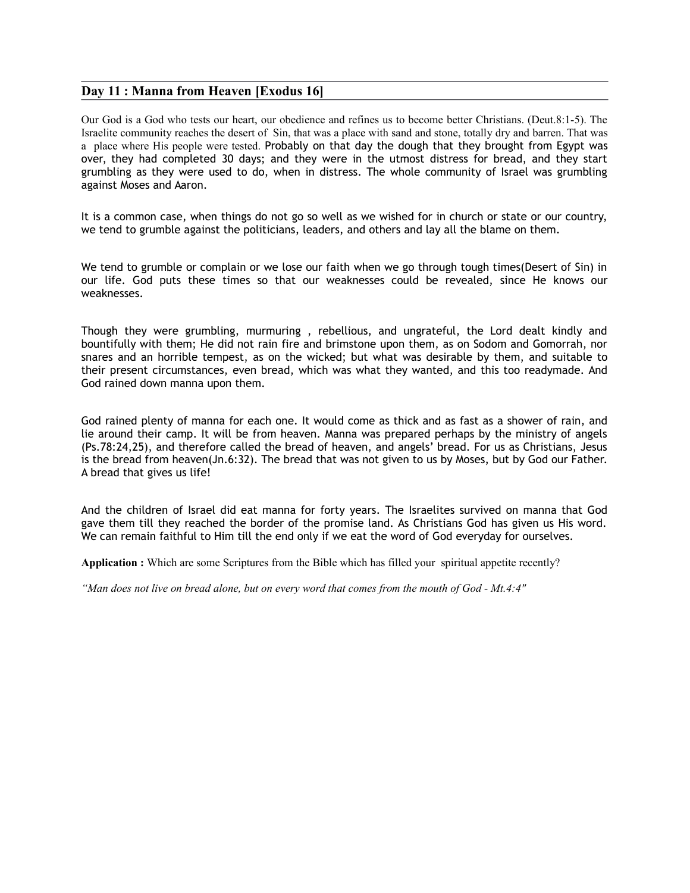## Day 11 : Manna from Heaven [Exodus 16]

Our God is a God who tests our heart, our obedience and refines us to become better Christians. (Deut.8:1-5). The Israelite community reaches the desert of Sin, that was a place with sand and stone, totally dry and barren. That was a place where His people were tested. Probably on that day the dough that they brought from Egypt was over, they had completed 30 days; and they were in the utmost distress for bread, and they start grumbling as they were used to do, when in distress. The whole community of Israel was grumbling against Moses and Aaron.

It is a common case, when things do not go so well as we wished for in church or state or our country, we tend to grumble against the politicians, leaders, and others and lay all the blame on them.

We tend to grumble or complain or we lose our faith when we go through tough times(Desert of Sin) in our life. God puts these times so that our weaknesses could be revealed, since He knows our weaknesses.

Though they were grumbling, murmuring , rebellious, and ungrateful, the Lord dealt kindly and bountifully with them; He did not rain fire and brimstone upon them, as on Sodom and Gomorrah, nor snares and an horrible tempest, as on the wicked; but what was desirable by them, and suitable to their present circumstances, even bread, which was what they wanted, and this too readymade. And God rained down manna upon them.

God rained plenty of manna for each one. It would come as thick and as fast as a shower of rain, and lie around their camp. It will be from heaven. Manna was prepared perhaps by the ministry of angels (Ps.78:24,25), and therefore called the bread of heaven, and angels' bread. For us as Christians, Jesus is the bread from heaven(Jn.6:32). The bread that was not given to us by Moses, but by God our Father. A bread that gives us life!

And the children of Israel did eat manna for forty years. The Israelites survived on manna that God gave them till they reached the border of the promise land. As Christians God has given us His word. We can remain faithful to Him till the end only if we eat the word of God everyday for ourselves.

**Application :** Which are some Scriptures from the Bible which has filled your spiritual appetite recently?

*"Man does not live on bread alone, but on every word that comes from the mouth of God - Mt.4:4"*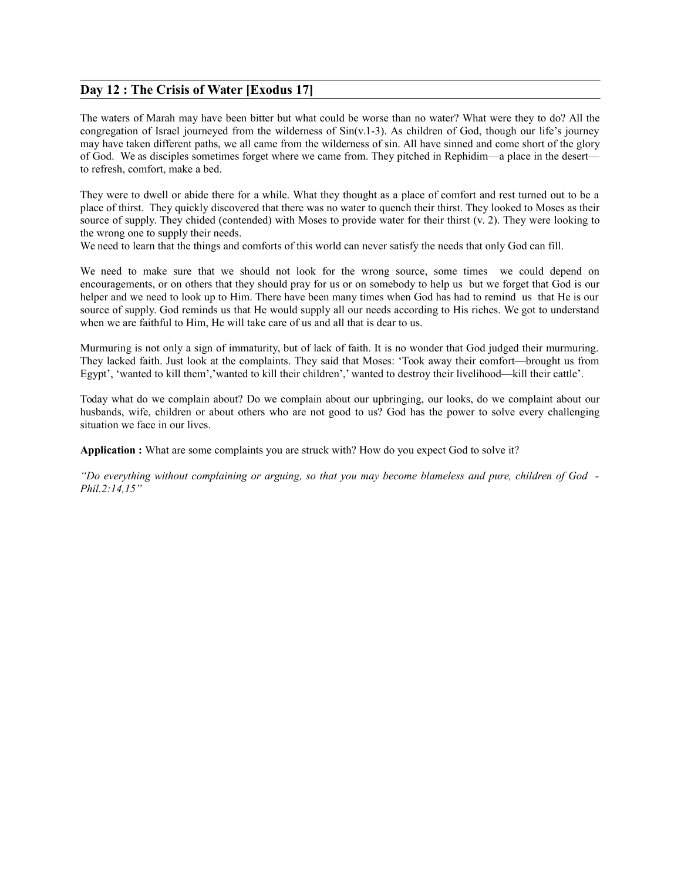## Day 12 : The Crisis of Water [Exodus 17]

The waters of Marah may have been bitter but what could be worse than no water? What were they to do? All the congregation of Israel journeyed from the wilderness of Sin(v.1-3). As children of God, though our life's journey may have taken different paths, we all came from the wilderness of sin. All have sinned and come short of the glory of God. We as disciples sometimes forget where we came from. They pitched in Rephidim—a place in the desert—to refresh, comfort, make a bed.

They were to dwell or abide there for a while. What they thought as a place of comfort and rest turned out to be a place of thirst. They quickly discovered that there was no water to quench their thirst. They looked to Moses as their source of supply. They chided (contended) with Moses to provide water for their thirst (v. 2). They were looking to the wrong one to supply their needs.
We need to learn that the things and comforts of this world can never satisfy the needs that only God can fill.

We need to make sure that we should not look for the wrong source, some times we could depend on encouragements, or on others that they should pray for us or on somebody to help us but we forget that God is our helper and we need to look up to Him. There have been many times when God has had to remind us that He is our source of supply. God reminds us that He would supply all our needs according to His riches. We got to understand when we are faithful to Him, He will take care of us and all that is dear to us.

Murmuring is not only a sign of immaturity, but of lack of faith. It is no wonder that God judged their murmuring. They lacked faith. Just look at the complaints. They said that Moses: 'Took away their comfort—brought us from Egypt', 'wanted to kill them','wanted to kill their children',' wanted to destroy their livelihood—kill their cattle'.

Today what do we complain about? Do we complain about our upbringing, our looks, do we complaint about our husbands, wife, children or about others who are not good to us? God has the power to solve every challenging situation we face in our lives.

**Application :** What are some complaints you are struck with? How do you expect God to solve it?

*"Do everything without complaining or arguing, so that you may become blameless and pure, children of God - Phil.2:14,15"*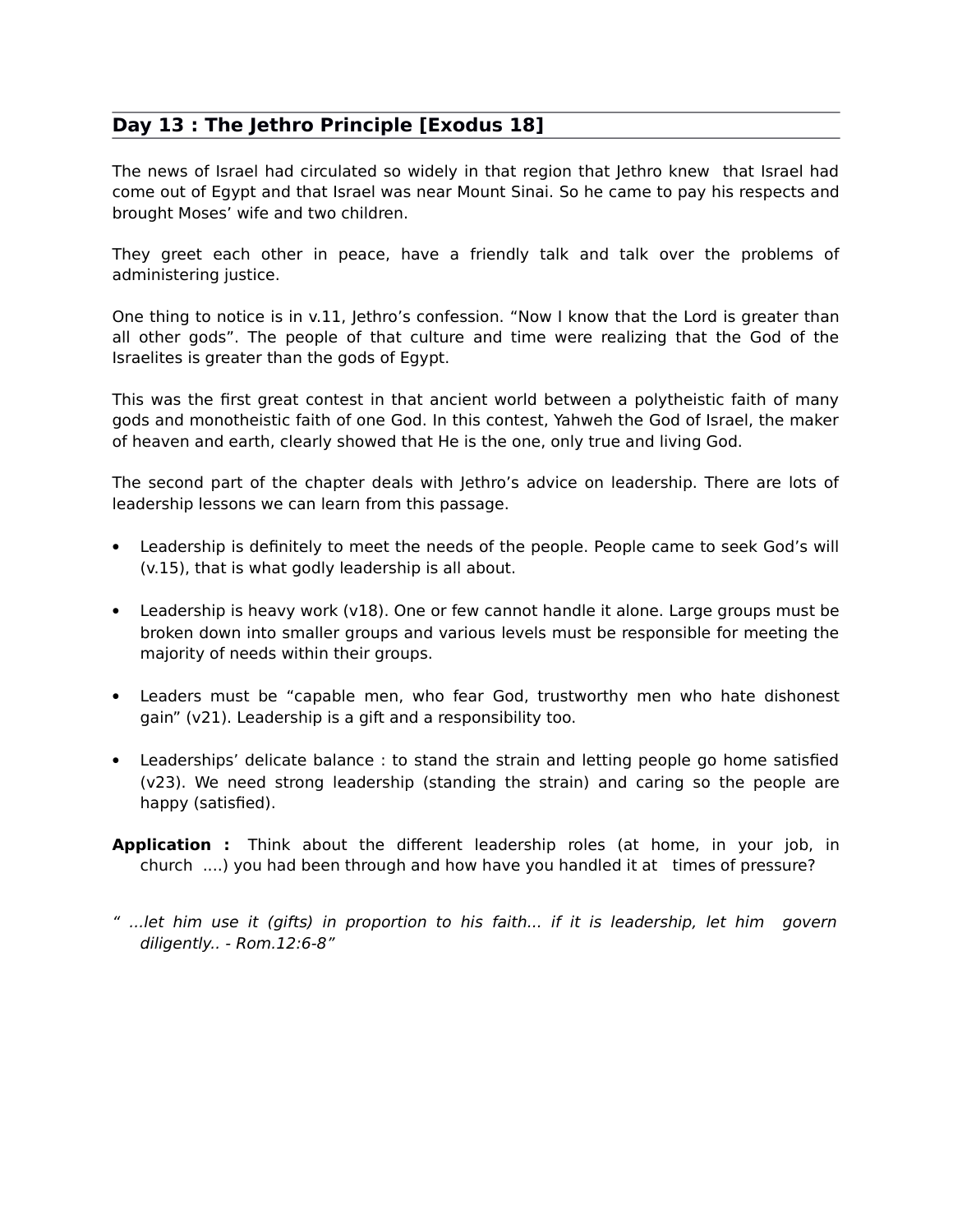## Day 13 : The Jethro Principle [Exodus 18]

The news of Israel had circulated so widely in that region that Jethro knew that Israel had come out of Egypt and that Israel was near Mount Sinai. So he came to pay his respects and brought Moses' wife and two children.

They greet each other in peace, have a friendly talk and talk over the problems of administering justice.

One thing to notice is in v.11, Jethro's confession. "Now I know that the Lord is greater than all other gods". The people of that culture and time were realizing that the God of the Israelites is greater than the gods of Egypt.

This was the first great contest in that ancient world between a polytheistic faith of many gods and monotheistic faith of one God. In this contest, Yahweh the God of Israel, the maker of heaven and earth, clearly showed that He is the one, only true and living God.

The second part of the chapter deals with Jethro's advice on leadership. There are lots of leadership lessons we can learn from this passage.

- Leadership is definitely to meet the needs of the people. People came to seek God's will (v.15), that is what godly leadership is all about.
- Leadership is heavy work (v18). One or few cannot handle it alone. Large groups must be broken down into smaller groups and various levels must be responsible for meeting the majority of needs within their groups.
- Leaders must be "capable men, who fear God, trustworthy men who hate dishonest gain" (v21). Leadership is a gift and a responsibility too.
- Leaderships' delicate balance : to stand the strain and letting people go home satisfied (v23). We need strong leadership (standing the strain) and caring so the people are happy (satisfied).

**Application :** Think about the different leadership roles (at home, in your job, in church ….) you had been through and how have you handled it at times of pressure?

*" ...let him use it (gifts) in proportion to his faith... if it is leadership, let him govern diligently.. - Rom.12:6-8"*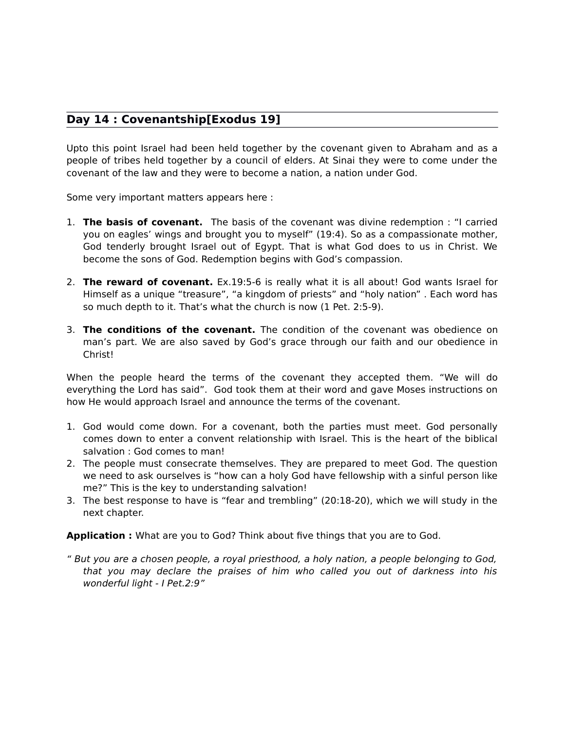## Day 14 : Covenantship[Exodus 19]

Upto this point Israel had been held together by the covenant given to Abraham and as a people of tribes held together by a council of elders. At Sinai they were to come under the covenant of the law and they were to become a nation, a nation under God.

Some very important matters appears here :

1. **The basis of covenant.** The basis of the covenant was divine redemption : “I carried you on eagles’ wings and brought you to myself” (19:4). So as a compassionate mother, God tenderly brought Israel out of Egypt. That is what God does to us in Christ. We become the sons of God. Redemption begins with God’s compassion.

2. **The reward of covenant.** Ex.19:5-6 is really what it is all about! God wants Israel for Himself as a unique “treasure”, “a kingdom of priests” and “holy nation” . Each word has so much depth to it. That’s what the church is now (1 Pet. 2:5-9).

3. **The conditions of the covenant.** The condition of the covenant was obedience on man’s part. We are also saved by God’s grace through our faith and our obedience in Christ!

When the people heard the terms of the covenant they accepted them. “We will do everything the Lord has said”. God took them at their word and gave Moses instructions on how He would approach Israel and announce the terms of the covenant.

1. God would come down. For a covenant, both the parties must meet. God personally comes down to enter a convent relationship with Israel. This is the heart of the biblical salvation : God comes to man!
2. The people must consecrate themselves. They are prepared to meet God. The question we need to ask ourselves is “how can a holy God have fellowship with a sinful person like me?” This is the key to understanding salvation!
3. The best response to have is “fear and trembling” (20:18-20), which we will study in the next chapter.

**Application :** What are you to God? Think about five things that you are to God.

*“ But you are a chosen people, a royal priesthood, a holy nation, a people belonging to God, that you may declare the praises of him who called you out of darkness into his wonderful light - I Pet.2:9”*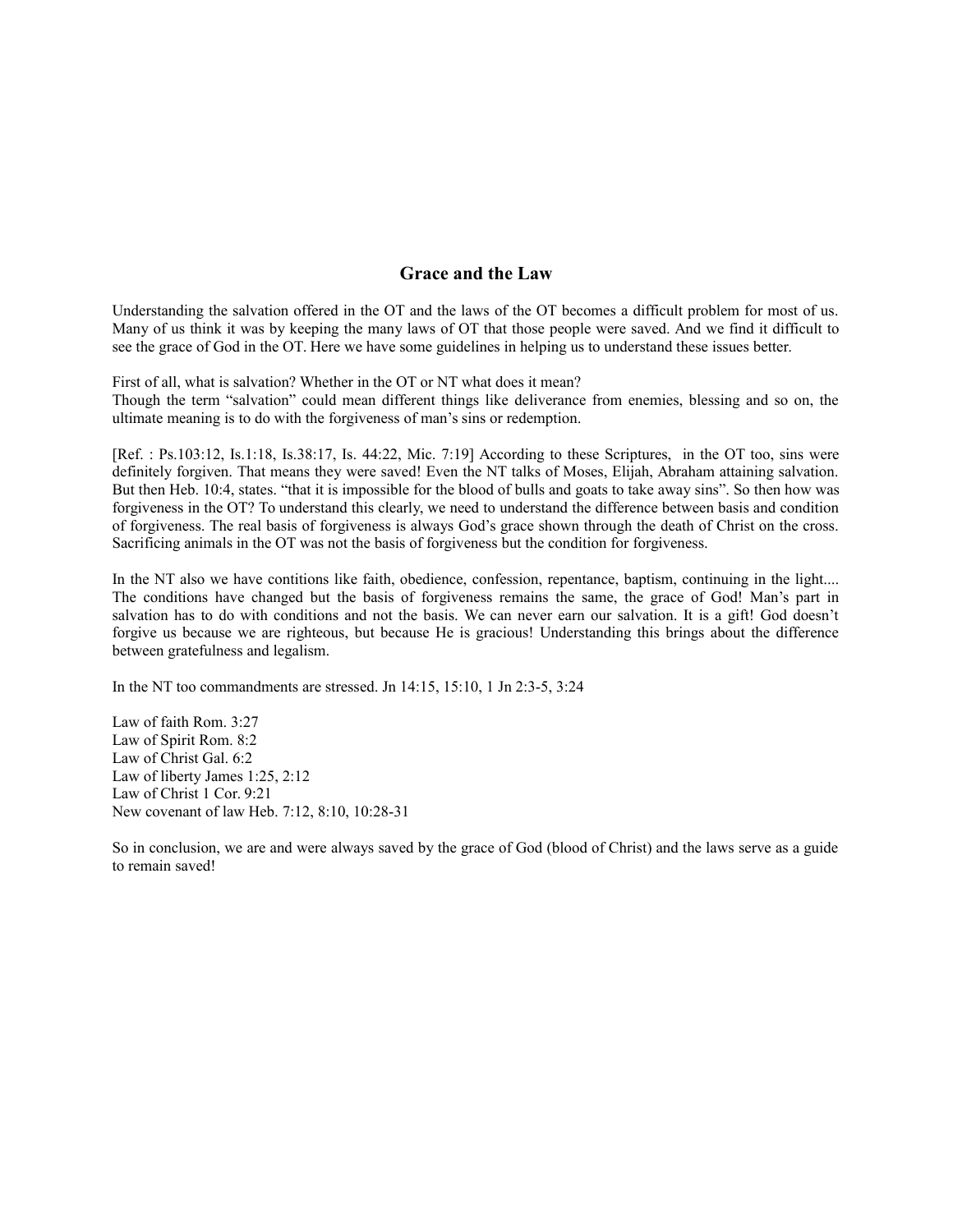## Grace and the Law

Understanding the salvation offered in the OT and the laws of the OT becomes a difficult problem for most of us. Many of us think it was by keeping the many laws of OT that those people were saved. And we find it difficult to see the grace of God in the OT. Here we have some guidelines in helping us to understand these issues better.

First of all, what is salvation? Whether in the OT or NT what does it mean?
Though the term "salvation" could mean different things like deliverance from enemies, blessing and so on, the ultimate meaning is to do with the forgiveness of man's sins or redemption.

[Ref. : Ps.103:12, Is.1:18, Is.38:17, Is. 44:22, Mic. 7:19] According to these Scriptures, in the OT too, sins were definitely forgiven. That means they were saved! Even the NT talks of Moses, Elijah, Abraham attaining salvation. But then Heb. 10:4, states. "that it is impossible for the blood of bulls and goats to take away sins". So then how was forgiveness in the OT? To understand this clearly, we need to understand the difference between basis and condition of forgiveness. The real basis of forgiveness is always God's grace shown through the death of Christ on the cross. Sacrificing animals in the OT was not the basis of forgiveness but the condition for forgiveness.

In the NT also we have contitions like faith, obedience, confession, repentance, baptism, continuing in the light.... The conditions have changed but the basis of forgiveness remains the same, the grace of God! Man's part in salvation has to do with conditions and not the basis. We can never earn our salvation. It is a gift! God doesn't forgive us because we are righteous, but because He is gracious! Understanding this brings about the difference between gratefulness and legalism.

In the NT too commandments are stressed. Jn 14:15, 15:10, 1 Jn 2:3-5, 3:24

Law of faith Rom. 3:27
Law of Spirit Rom. 8:2
Law of Christ Gal. 6:2
Law of liberty James 1:25, 2:12
Law of Christ 1 Cor. 9:21
New covenant of law Heb. 7:12, 8:10, 10:28-31

So in conclusion, we are and were always saved by the grace of God (blood of Christ) and the laws serve as a guide to remain saved!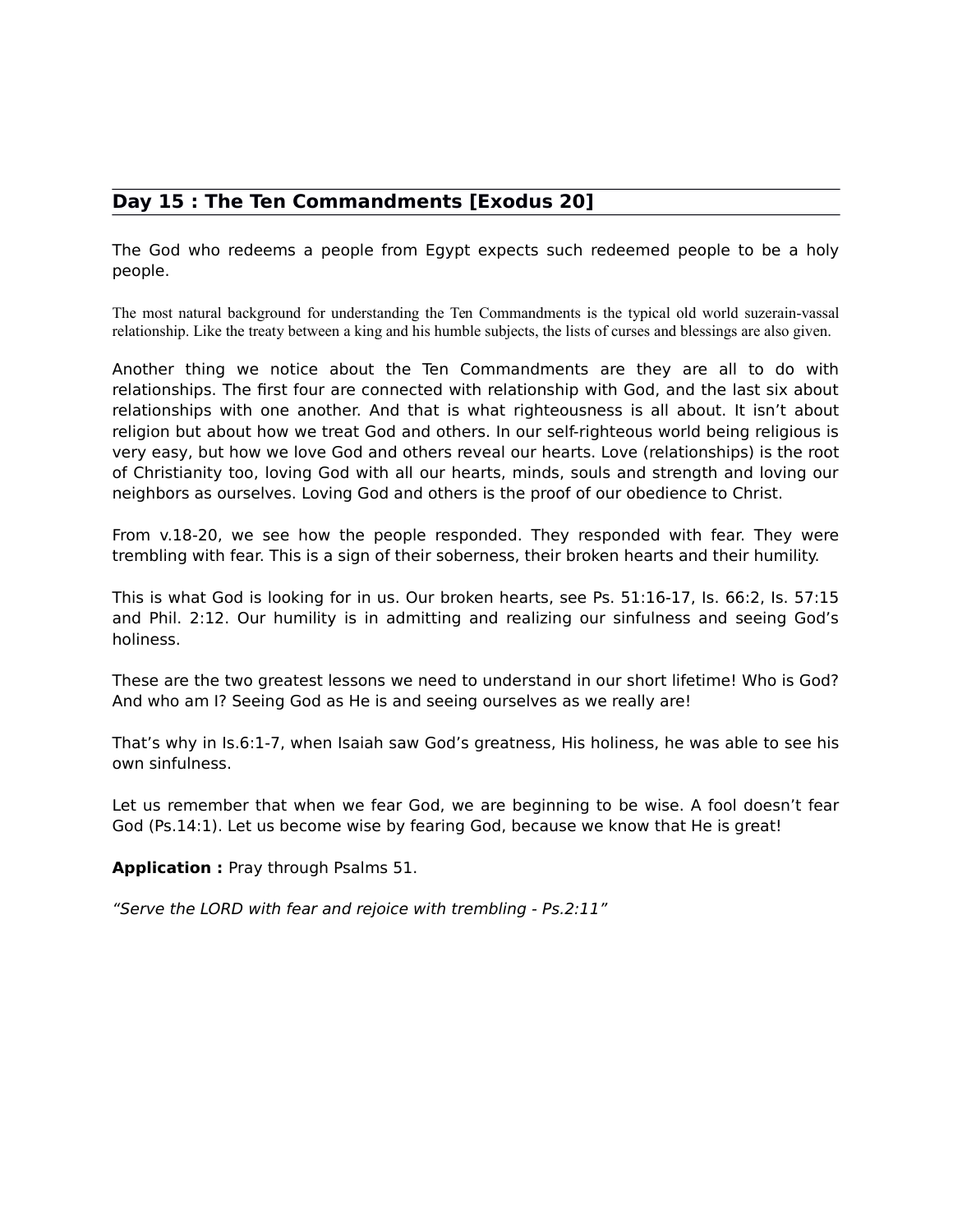## Day 15 : The Ten Commandments [Exodus 20]

The God who redeems a people from Egypt expects such redeemed people to be a holy people.

The most natural background for understanding the Ten Commandments is the typical old world suzerain-vassal relationship. Like the treaty between a king and his humble subjects, the lists of curses and blessings are also given.

Another thing we notice about the Ten Commandments are they are all to do with relationships. The first four are connected with relationship with God, and the last six about relationships with one another. And that is what righteousness is all about. It isn't about religion but about how we treat God and others. In our self-righteous world being religious is very easy, but how we love God and others reveal our hearts. Love (relationships) is the root of Christianity too, loving God with all our hearts, minds, souls and strength and loving our neighbors as ourselves. Loving God and others is the proof of our obedience to Christ.

From v.18-20, we see how the people responded. They responded with fear. They were trembling with fear. This is a sign of their soberness, their broken hearts and their humility.

This is what God is looking for in us. Our broken hearts, see Ps. 51:16-17, Is. 66:2, Is. 57:15 and Phil. 2:12. Our humility is in admitting and realizing our sinfulness and seeing God's holiness.

These are the two greatest lessons we need to understand in our short lifetime! Who is God? And who am I? Seeing God as He is and seeing ourselves as we really are!

That's why in Is.6:1-7, when Isaiah saw God's greatness, His holiness, he was able to see his own sinfulness.

Let us remember that when we fear God, we are beginning to be wise. A fool doesn't fear God (Ps.14:1). Let us become wise by fearing God, because we know that He is great!

**Application :** Pray through Psalms 51.

*"Serve the LORD with fear and rejoice with trembling - Ps.2:11"*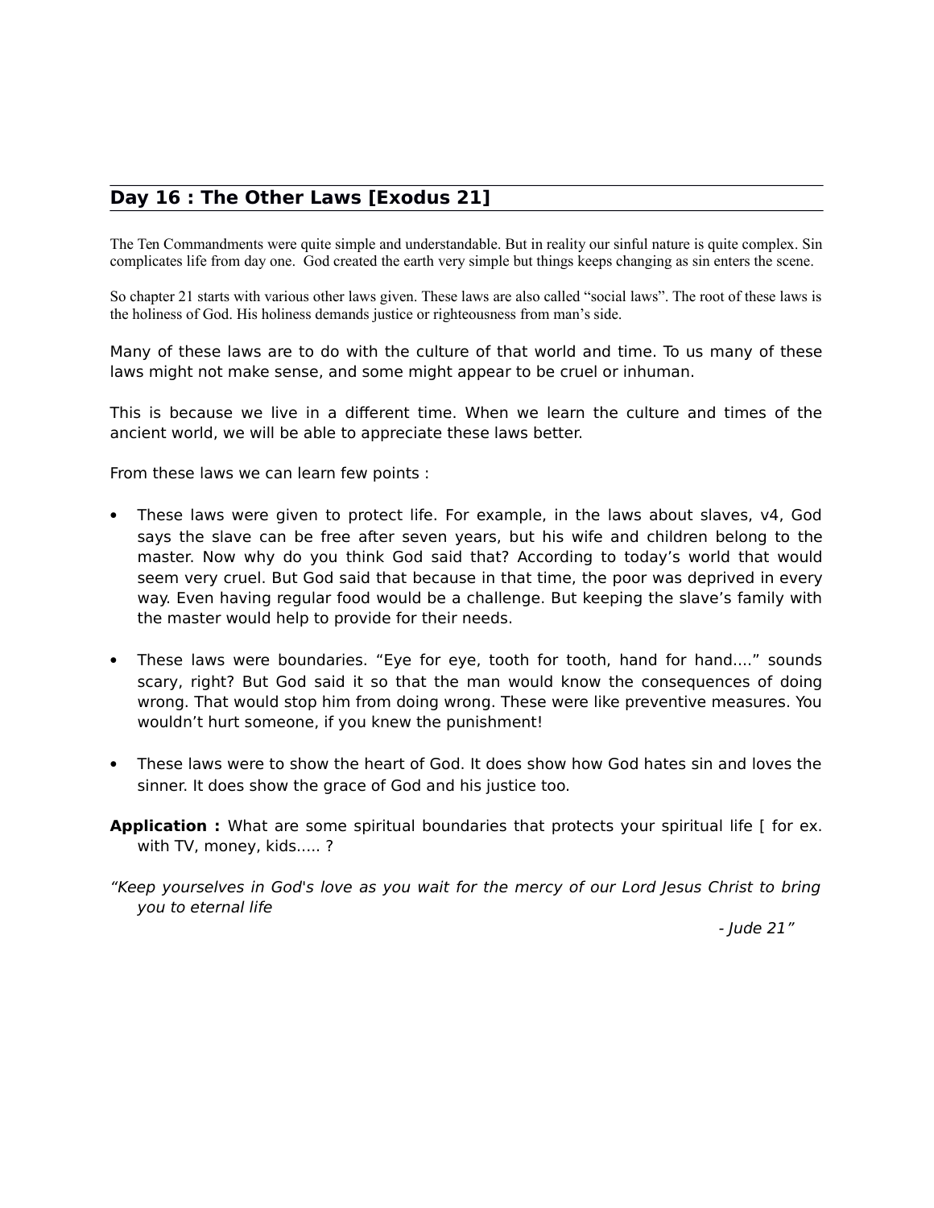## Day 16 : The Other Laws [Exodus 21]

The Ten Commandments were quite simple and understandable. But in reality our sinful nature is quite complex. Sin complicates life from day one. God created the earth very simple but things keeps changing as sin enters the scene.

So chapter 21 starts with various other laws given. These laws are also called "social laws". The root of these laws is the holiness of God. His holiness demands justice or righteousness from man's side.

Many of these laws are to do with the culture of that world and time. To us many of these laws might not make sense, and some might appear to be cruel or inhuman.

This is because we live in a different time. When we learn the culture and times of the ancient world, we will be able to appreciate these laws better.

From these laws we can learn few points :

- These laws were given to protect life. For example, in the laws about slaves, v4, God says the slave can be free after seven years, but his wife and children belong to the master. Now why do you think God said that? According to today's world that would seem very cruel. But God said that because in that time, the poor was deprived in every way. Even having regular food would be a challenge. But keeping the slave's family with the master would help to provide for their needs.

- These laws were boundaries. "Eye for eye, tooth for tooth, hand for hand...." sounds scary, right? But God said it so that the man would know the consequences of doing wrong. That would stop him from doing wrong. These were like preventive measures. You wouldn't hurt someone, if you knew the punishment!

- These laws were to show the heart of God. It does show how God hates sin and loves the sinner. It does show the grace of God and his justice too.

**Application :** What are some spiritual boundaries that protects your spiritual life [ for ex. with TV, money, kids..... ?

*"Keep yourselves in God's love as you wait for the mercy of our Lord Jesus Christ to bring you to eternal life*

*- Jude 21"*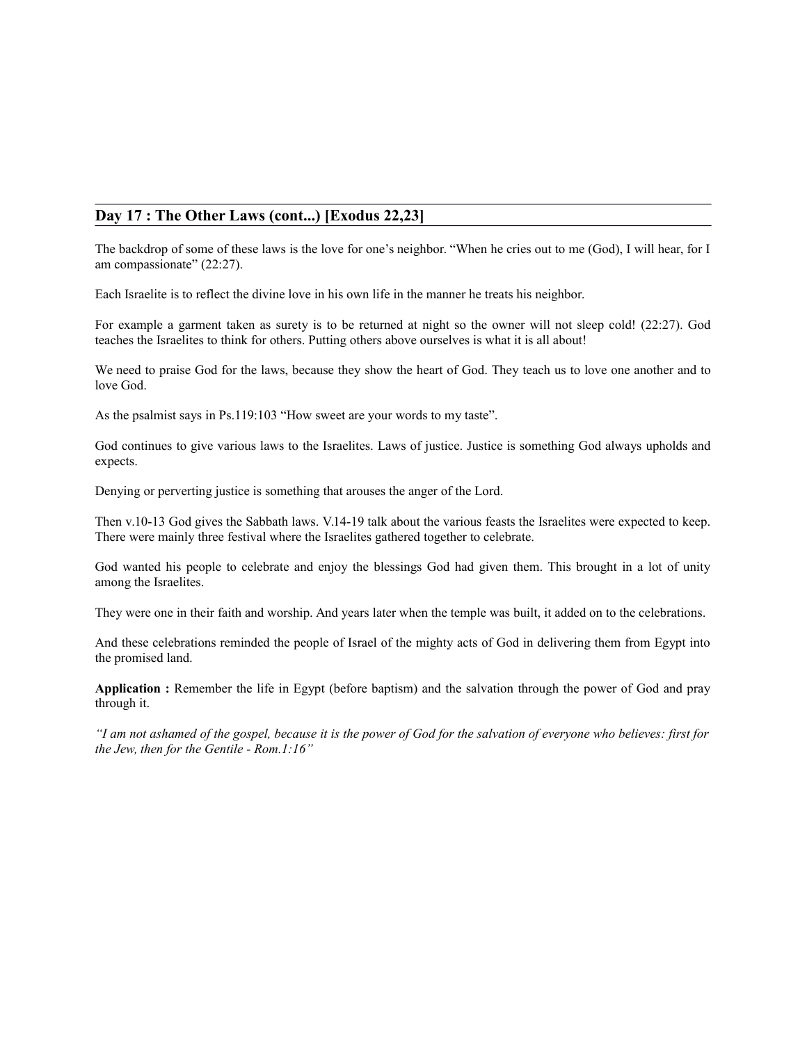## Day 17 : The Other Laws (cont...) [Exodus 22,23]

The backdrop of some of these laws is the love for one's neighbor. "When he cries out to me (God), I will hear, for I am compassionate" (22:27).

Each Israelite is to reflect the divine love in his own life in the manner he treats his neighbor.

For example a garment taken as surety is to be returned at night so the owner will not sleep cold! (22:27). God teaches the Israelites to think for others. Putting others above ourselves is what it is all about!

We need to praise God for the laws, because they show the heart of God. They teach us to love one another and to love God.

As the psalmist says in Ps.119:103 "How sweet are your words to my taste".

God continues to give various laws to the Israelites. Laws of justice. Justice is something God always upholds and expects.

Denying or perverting justice is something that arouses the anger of the Lord.

Then v.10-13 God gives the Sabbath laws. V.14-19 talk about the various feasts the Israelites were expected to keep. There were mainly three festival where the Israelites gathered together to celebrate.

God wanted his people to celebrate and enjoy the blessings God had given them. This brought in a lot of unity among the Israelites.

They were one in their faith and worship. And years later when the temple was built, it added on to the celebrations.

And these celebrations reminded the people of Israel of the mighty acts of God in delivering them from Egypt into the promised land.

**Application :** Remember the life in Egypt (before baptism) and the salvation through the power of God and pray through it.

*"I am not ashamed of the gospel, because it is the power of God for the salvation of everyone who believes: first for the Jew, then for the Gentile - Rom.1:16"*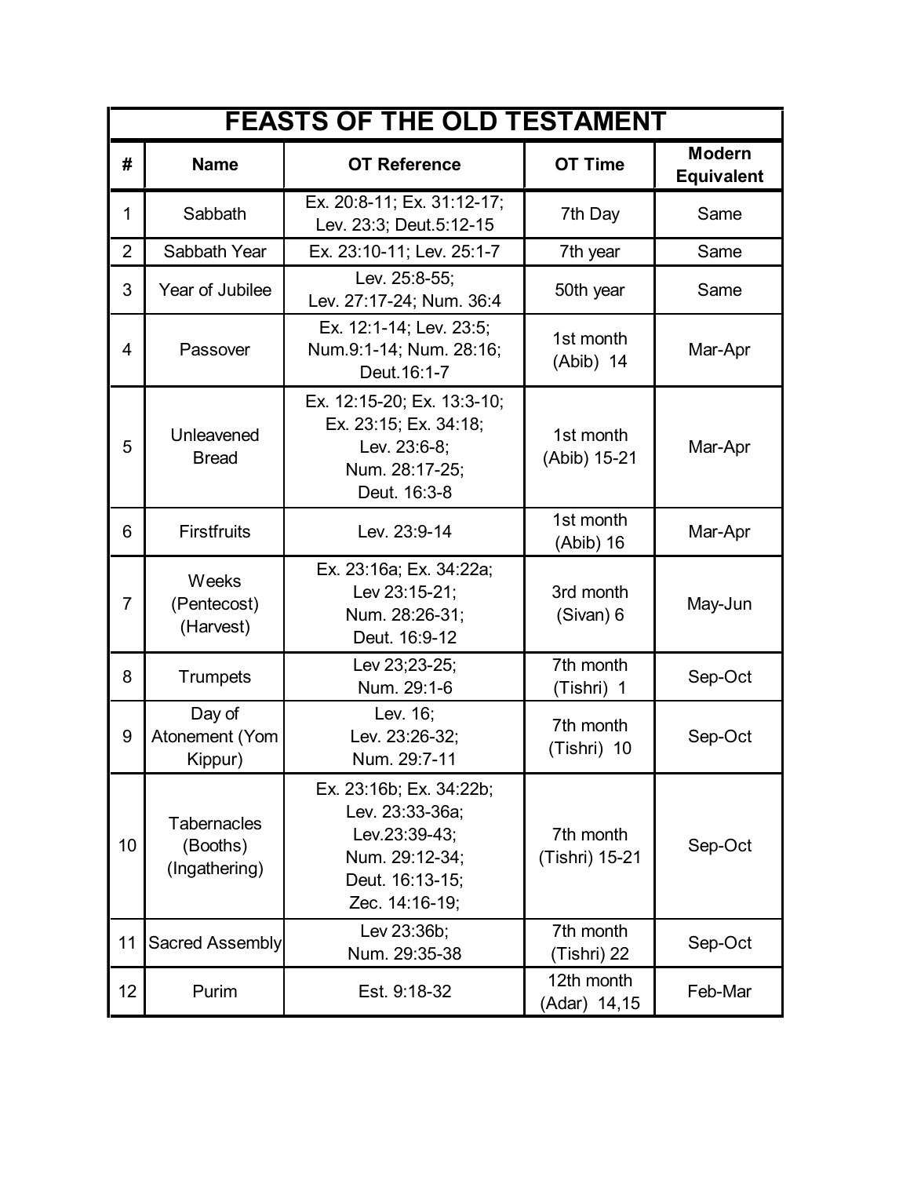# FEASTS OF THE OLD TESTAMENT

| # | Name | OT Reference | OT Time | Modern Equivalent |
|---|---|---|---|---|
| 1 | Sabbath | Ex. 20:8-11; Ex. 31:12-17; Lev. 23:3; Deut.5:12-15 | 7th Day | Same |
| 2 | Sabbath Year | Ex. 23:10-11; Lev. 25:1-7 | 7th year | Same |
| 3 | Year of Jubilee | Lev. 25:8-55; Lev. 27:17-24; Num. 36:4 | 50th year | Same |
| 4 | Passover | Ex. 12:1-14; Lev. 23:5; Num.9:1-14; Num. 28:16; Deut.16:1-7 | 1st month (Abib) 14 | Mar-Apr |
| 5 | Unleavened Bread | Ex. 12:15-20; Ex. 13:3-10; Ex. 23:15; Ex. 34:18; Lev. 23:6-8; Num. 28:17-25; Deut. 16:3-8 | 1st month (Abib) 15-21 | Mar-Apr |
| 6 | Firstfruits | Lev. 23:9-14 | 1st month (Abib) 16 | Mar-Apr |
| 7 | Weeks (Pentecost) (Harvest) | Ex. 23:16a; Ex. 34:22a; Lev 23:15-21; Num. 28:26-31; Deut. 16:9-12 | 3rd month (Sivan) 6 | May-Jun |
| 8 | Trumpets | Lev 23;23-25; Num. 29:1-6 | 7th month (Tishri) 1 | Sep-Oct |
| 9 | Day of Atonement (Yom Kippur) | Lev. 16; Lev. 23:26-32; Num. 29:7-11 | 7th month (Tishri) 10 | Sep-Oct |
| 10 | Tabernacles (Booths) (Ingathering) | Ex. 23:16b; Ex. 34:22b; Lev. 23:33-36a; Lev.23:39-43; Num. 29:12-34; Deut. 16:13-15; Zec. 14:16-19; | 7th month (Tishri) 15-21 | Sep-Oct |
| 11 | Sacred Assembly | Lev 23:36b; Num. 29:35-38 | 7th month (Tishri) 22 | Sep-Oct |
| 12 | Purim | Est. 9:18-32 | 12th month (Adar) 14,15 | Feb-Mar |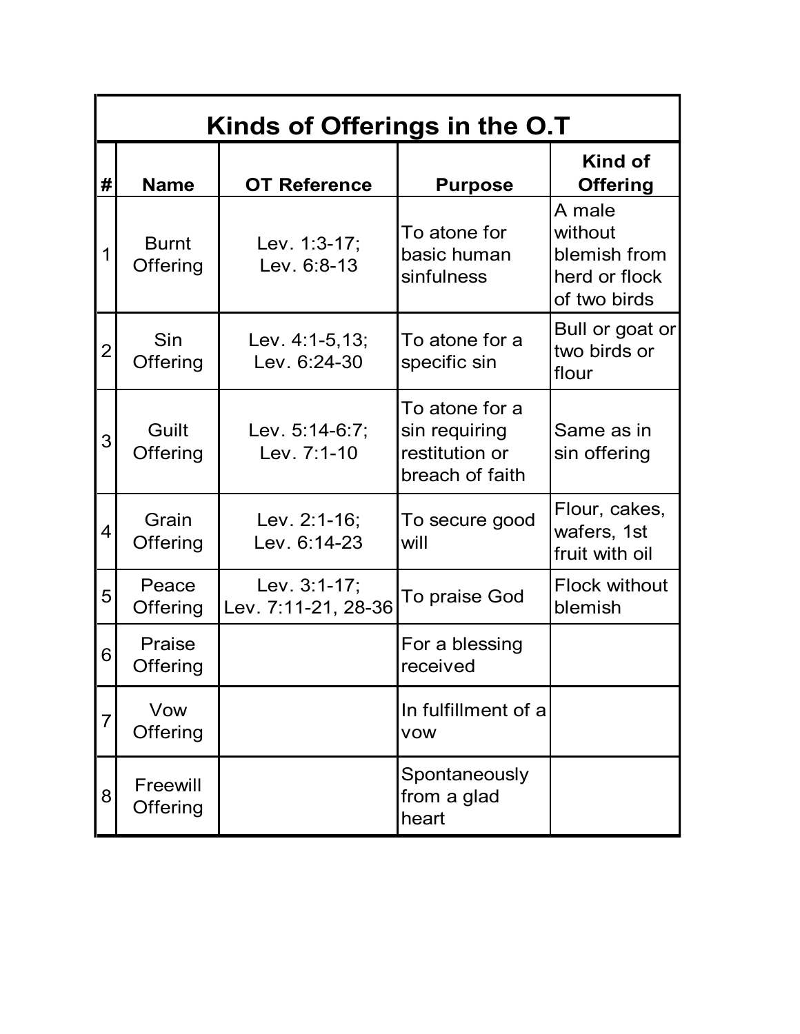# Kinds of Offerings in the O.T

| # | Name | OT Reference | Purpose | Kind of Offering |
|---|---|---|---|---|
| 1 | Burnt Offering | Lev. 1:3-17; Lev. 6:8-13 | To atone for basic human sinfulness | A male without blemish from herd or flock of two birds |
| 2 | Sin Offering | Lev. 4:1-5,13; Lev. 6:24-30 | To atone for a specific sin | Bull or goat or two birds or flour |
| 3 | Guilt Offering | Lev. 5:14-6:7; Lev. 7:1-10 | To atone for a sin requiring restitution or breach of faith | Same as in sin offering |
| 4 | Grain Offering | Lev. 2:1-16; Lev. 6:14-23 | To secure good will | Flour, cakes, wafers, 1st fruit with oil |
| 5 | Peace Offering | Lev. 3:1-17; Lev. 7:11-21, 28-36 | To praise God | Flock without blemish |
| 6 | Praise Offering | | For a blessing received | |
| 7 | Vow Offering | | In fulfillment of a vow | |
| 8 | Freewill Offering | | Spontaneously from a glad heart | |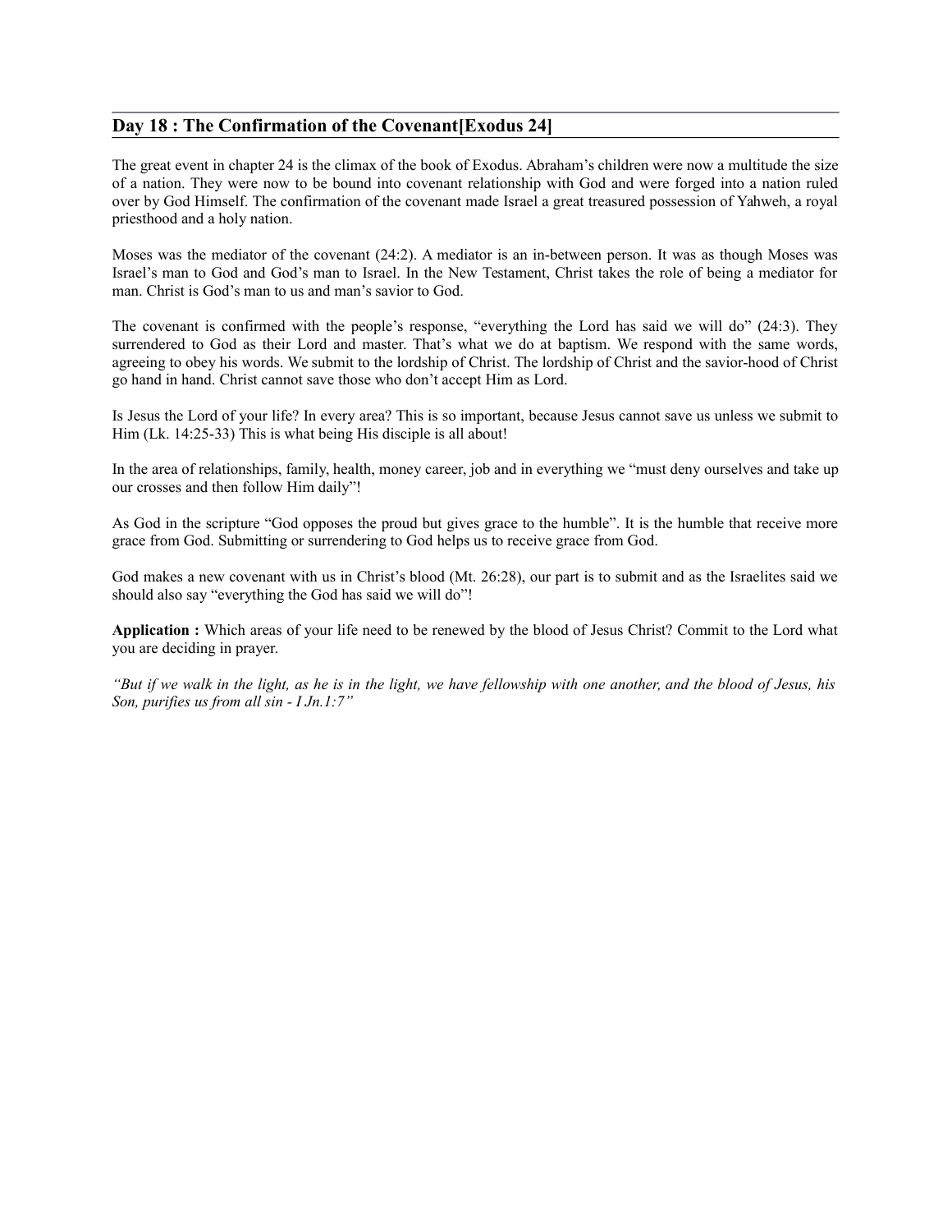## Day 18 : The Confirmation of the Covenant[Exodus 24]

The great event in chapter 24 is the climax of the book of Exodus. Abraham's children were now a multitude the size of a nation. They were now to be bound into covenant relationship with God and were forged into a nation ruled over by God Himself. The confirmation of the covenant made Israel a great treasured possession of Yahweh, a royal priesthood and a holy nation.

Moses was the mediator of the covenant (24:2). A mediator is an in-between person. It was as though Moses was Israel's man to God and God's man to Israel. In the New Testament, Christ takes the role of being a mediator for man. Christ is God's man to us and man's savior to God.

The covenant is confirmed with the people's response, "everything the Lord has said we will do" (24:3). They surrendered to God as their Lord and master. That's what we do at baptism. We respond with the same words, agreeing to obey his words. We submit to the lordship of Christ. The lordship of Christ and the savior-hood of Christ go hand in hand. Christ cannot save those who don't accept Him as Lord.

Is Jesus the Lord of your life? In every area? This is so important, because Jesus cannot save us unless we submit to Him (Lk. 14:25-33) This is what being His disciple is all about!

In the area of relationships, family, health, money career, job and in everything we "must deny ourselves and take up our crosses and then follow Him daily"!

As God in the scripture "God opposes the proud but gives grace to the humble". It is the humble that receive more grace from God. Submitting or surrendering to God helps us to receive grace from God.

God makes a new covenant with us in Christ's blood (Mt. 26:28), our part is to submit and as the Israelites said we should also say "everything the God has said we will do"!

**Application :** Which areas of your life need to be renewed by the blood of Jesus Christ? Commit to the Lord what you are deciding in prayer.

*"But if we walk in the light, as he is in the light, we have fellowship with one another, and the blood of Jesus, his Son, purifies us from all sin - I Jn.1:7"*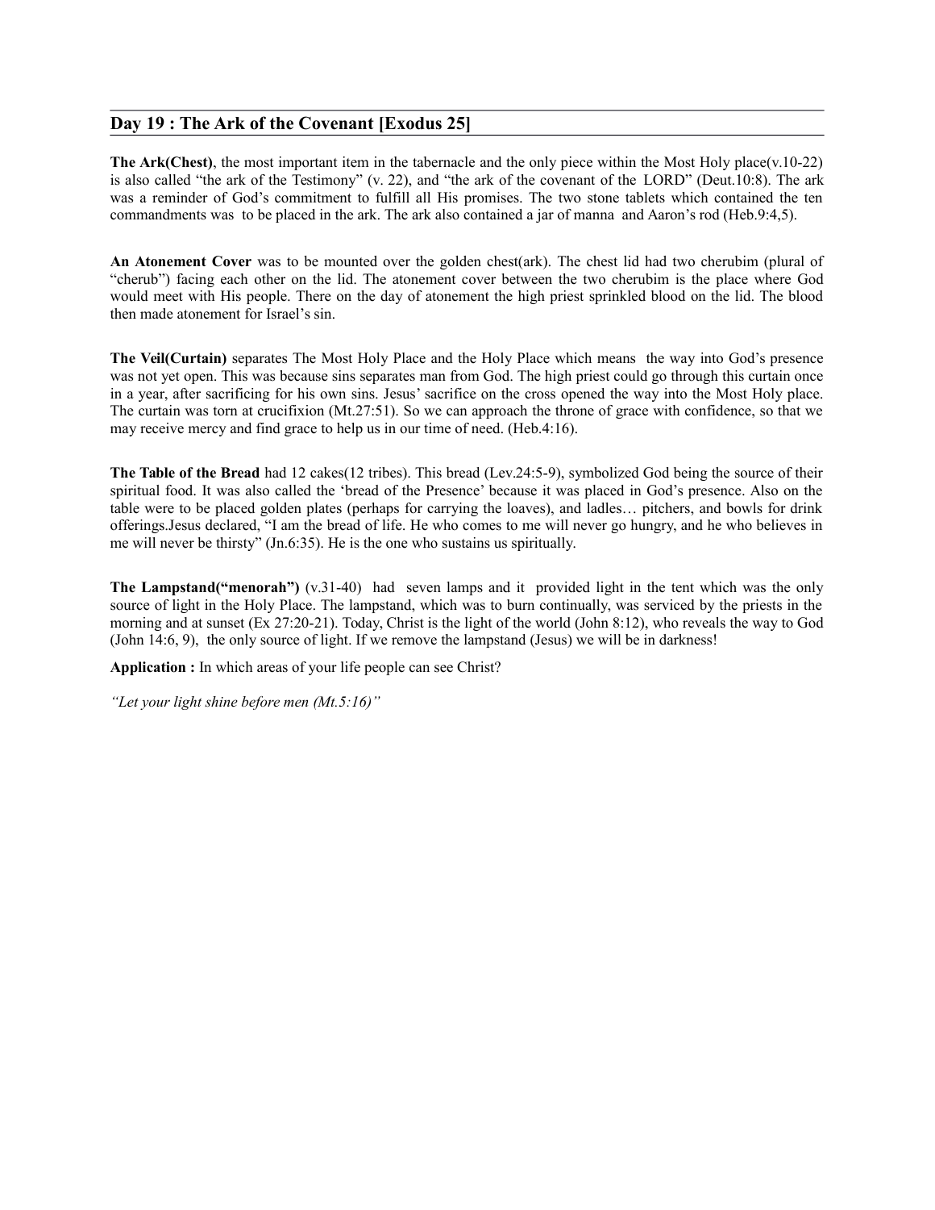## Day 19 : The Ark of the Covenant [Exodus 25]

**The Ark(Chest)**, the most important item in the tabernacle and the only piece within the Most Holy place(v.10-22) is also called "the ark of the Testimony" (v. 22), and "the ark of the covenant of the LORD" (Deut.10:8). The ark was a reminder of God's commitment to fulfill all His promises. The two stone tablets which contained the ten commandments was to be placed in the ark. The ark also contained a jar of manna and Aaron's rod (Heb.9:4,5).

**An Atonement Cover** was to be mounted over the golden chest(ark). The chest lid had two cherubim (plural of "cherub") facing each other on the lid. The atonement cover between the two cherubim is the place where God would meet with His people. There on the day of atonement the high priest sprinkled blood on the lid. The blood then made atonement for Israel's sin.

**The Veil(Curtain)** separates The Most Holy Place and the Holy Place which means the way into God's presence was not yet open. This was because sins separates man from God. The high priest could go through this curtain once in a year, after sacrificing for his own sins. Jesus' sacrifice on the cross opened the way into the Most Holy place. The curtain was torn at crucifixion (Mt.27:51). So we can approach the throne of grace with confidence, so that we may receive mercy and find grace to help us in our time of need. (Heb.4:16).

**The Table of the Bread** had 12 cakes(12 tribes). This bread (Lev.24:5-9), symbolized God being the source of their spiritual food. It was also called the 'bread of the Presence' because it was placed in God's presence. Also on the table were to be placed golden plates (perhaps for carrying the loaves), and ladles… pitchers, and bowls for drink offerings.Jesus declared, "I am the bread of life. He who comes to me will never go hungry, and he who believes in me will never be thirsty" (Jn.6:35). He is the one who sustains us spiritually.

**The Lampstand("menorah")** (v.31-40) had seven lamps and it provided light in the tent which was the only source of light in the Holy Place. The lampstand, which was to burn continually, was serviced by the priests in the morning and at sunset (Ex 27:20-21). Today, Christ is the light of the world (John 8:12), who reveals the way to God (John 14:6, 9), the only source of light. If we remove the lampstand (Jesus) we will be in darkness!

**Application :** In which areas of your life people can see Christ?

*"Let your light shine before men (Mt.5:16)"*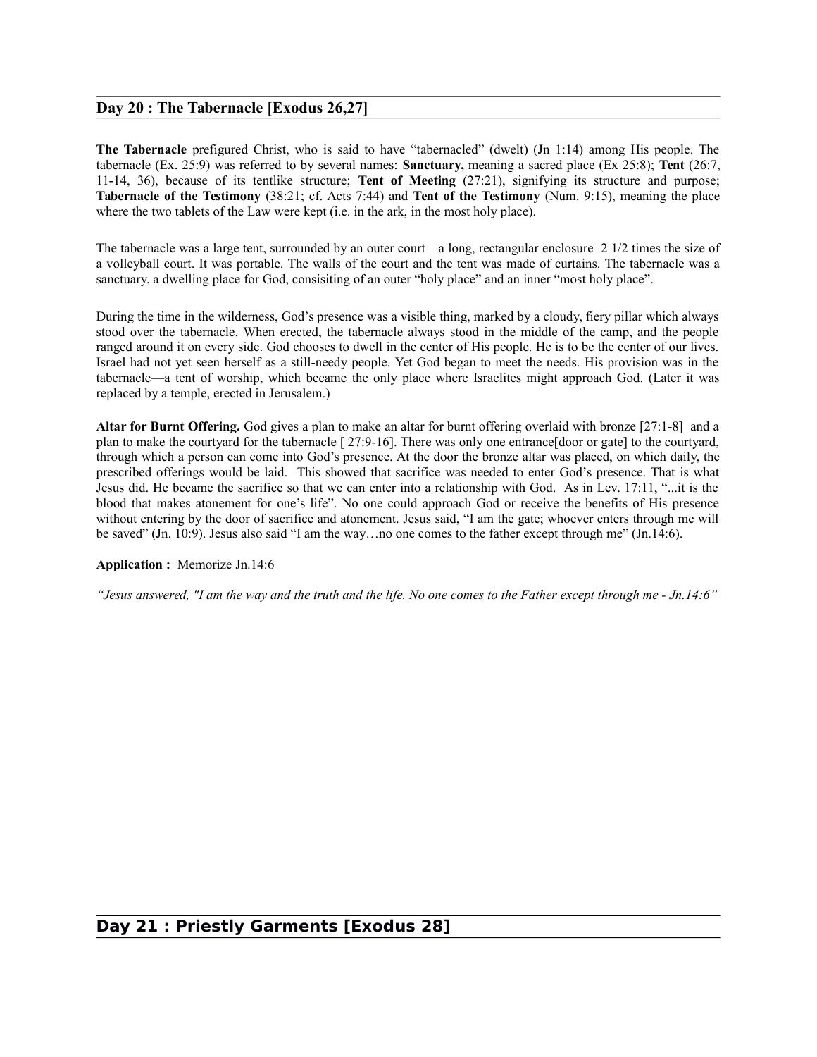## Day 20 : The Tabernacle [Exodus 26,27]

**The Tabernacle** prefigured Christ, who is said to have "tabernacled" (dwelt) (Jn 1:14) among His people. The tabernacle (Ex. 25:9) was referred to by several names: **Sanctuary,** meaning a sacred place (Ex 25:8); **Tent** (26:7, 11-14, 36), because of its tentlike structure; **Tent of Meeting** (27:21), signifying its structure and purpose; **Tabernacle of the Testimony** (38:21; cf. Acts 7:44) and **Tent of the Testimony** (Num. 9:15), meaning the place where the two tablets of the Law were kept (i.e. in the ark, in the most holy place).

The tabernacle was a large tent, surrounded by an outer court—a long, rectangular enclosure 2 1/2 times the size of a volleyball court. It was portable. The walls of the court and the tent was made of curtains. The tabernacle was a sanctuary, a dwelling place for God, consisiting of an outer "holy place" and an inner "most holy place".

During the time in the wilderness, God's presence was a visible thing, marked by a cloudy, fiery pillar which always stood over the tabernacle. When erected, the tabernacle always stood in the middle of the camp, and the people ranged around it on every side. God chooses to dwell in the center of His people. He is to be the center of our lives. Israel had not yet seen herself as a still-needy people. Yet God began to meet the needs. His provision was in the tabernacle—a tent of worship, which became the only place where Israelites might approach God. (Later it was replaced by a temple, erected in Jerusalem.)

**Altar for Burnt Offering.** God gives a plan to make an altar for burnt offering overlaid with bronze [27:1-8] and a plan to make the courtyard for the tabernacle [ 27:9-16]. There was only one entrance[door or gate] to the courtyard, through which a person can come into God's presence. At the door the bronze altar was placed, on which daily, the prescribed offerings would be laid. This showed that sacrifice was needed to enter God's presence. That is what Jesus did. He became the sacrifice so that we can enter into a relationship with God. As in Lev. 17:11, "...it is the blood that makes atonement for one's life". No one could approach God or receive the benefits of His presence without entering by the door of sacrifice and atonement. Jesus said, "I am the gate; whoever enters through me will be saved" (Jn. 10:9). Jesus also said "I am the way…no one comes to the father except through me" (Jn.14:6).

**Application :** Memorize Jn.14:6

*"Jesus answered, "I am the way and the truth and the life. No one comes to the Father except through me - Jn.14:6"*

## Day 21 : Priestly Garments [Exodus 28]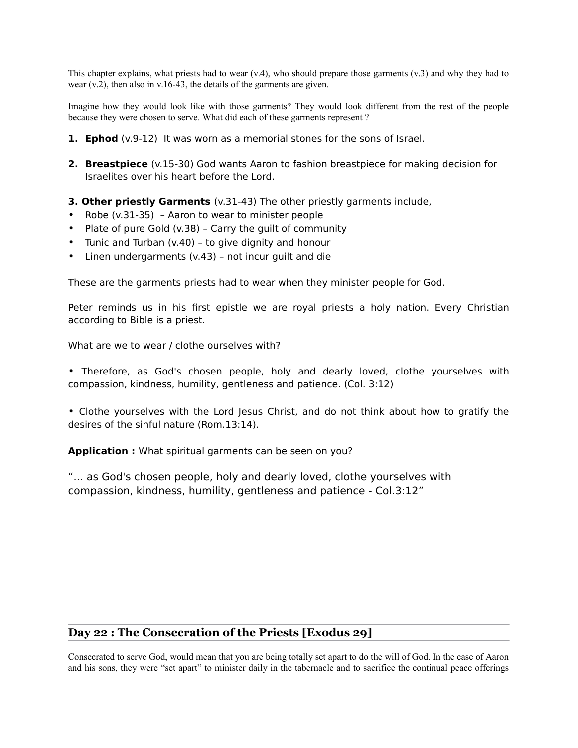This chapter explains, what priests had to wear (v.4), who should prepare those garments (v.3) and why they had to wear (v.2), then also in v.16-43, the details of the garments are given.

Imagine how they would look like with those garments? They would look different from the rest of the people because they were chosen to serve. What did each of these garments represent ?

1. **Ephod** (v.9-12) It was worn as a memorial stones for the sons of Israel.

2. **Breastpiece** (v.15-30) God wants Aaron to fashion breastpiece for making decision for Israelites over his heart before the Lord.

**3. Other priestly Garments** (v.31-43) The other priestly garments include,

- Robe (v.31-35) – Aaron to wear to minister people
- Plate of pure Gold (v.38) – Carry the guilt of community
- Tunic and Turban (v.40) – to give dignity and honour
- Linen undergarments (v.43) – not incur guilt and die

These are the garments priests had to wear when they minister people for God.

Peter reminds us in his first epistle we are royal priests a holy nation. Every Christian according to Bible is a priest.

What are we to wear / clothe ourselves with?

• Therefore, as God's chosen people, holy and dearly loved, clothe yourselves with compassion, kindness, humility, gentleness and patience. (Col. 3:12)

• Clothe yourselves with the Lord Jesus Christ, and do not think about how to gratify the desires of the sinful nature (Rom.13:14).

**Application :** What spiritual garments can be seen on you?

"… as God's chosen people, holy and dearly loved, clothe yourselves with compassion, kindness, humility, gentleness and patience - Col.3:12"

## Day 22 : The Consecration of the Priests [Exodus 29]

Consecrated to serve God, would mean that you are being totally set apart to do the will of God. In the case of Aaron and his sons, they were "set apart" to minister daily in the tabernacle and to sacrifice the continual peace offerings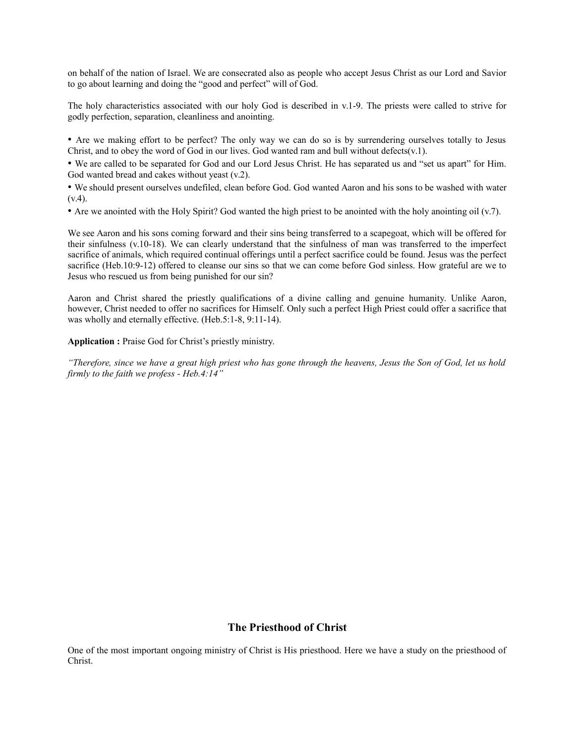on behalf of the nation of Israel. We are consecrated also as people who accept Jesus Christ as our Lord and Savior to go about learning and doing the "good and perfect" will of God.

The holy characteristics associated with our holy God is described in v.1-9. The priests were called to strive for godly perfection, separation, cleanliness and anointing.

- Are we making effort to be perfect? The only way we can do so is by surrendering ourselves totally to Jesus Christ, and to obey the word of God in our lives. God wanted ram and bull without defects(v.1).
- We are called to be separated for God and our Lord Jesus Christ. He has separated us and "set us apart" for Him. God wanted bread and cakes without yeast (v.2).
- We should present ourselves undefiled, clean before God. God wanted Aaron and his sons to be washed with water (v.4).
- Are we anointed with the Holy Spirit? God wanted the high priest to be anointed with the holy anointing oil (v.7).

We see Aaron and his sons coming forward and their sins being transferred to a scapegoat, which will be offered for their sinfulness (v.10-18). We can clearly understand that the sinfulness of man was transferred to the imperfect sacrifice of animals, which required continual offerings until a perfect sacrifice could be found. Jesus was the perfect sacrifice (Heb.10:9-12) offered to cleanse our sins so that we can come before God sinless. How grateful are we to Jesus who rescued us from being punished for our sin?

Aaron and Christ shared the priestly qualifications of a divine calling and genuine humanity. Unlike Aaron, however, Christ needed to offer no sacrifices for Himself. Only such a perfect High Priest could offer a sacrifice that was wholly and eternally effective. (Heb.5:1-8, 9:11-14).

**Application :** Praise God for Christ's priestly ministry.

*"Therefore, since we have a great high priest who has gone through the heavens, Jesus the Son of God, let us hold firmly to the faith we profess - Heb.4:14"*

## The Priesthood of Christ

One of the most important ongoing ministry of Christ is His priesthood. Here we have a study on the priesthood of Christ.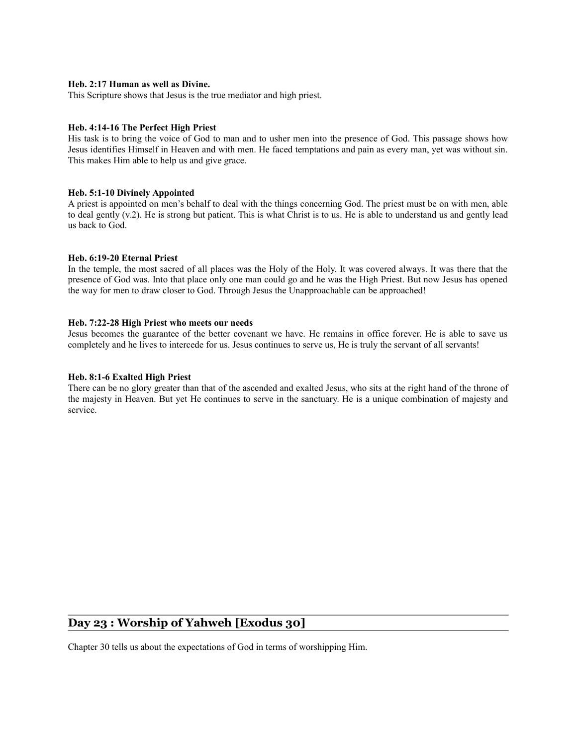**Heb. 2:17 Human as well as Divine.**
This Scripture shows that Jesus is the true mediator and high priest.

**Heb. 4:14-16 The Perfect High Priest**
His task is to bring the voice of God to man and to usher men into the presence of God. This passage shows how Jesus identifies Himself in Heaven and with men. He faced temptations and pain as every man, yet was without sin. This makes Him able to help us and give grace.

**Heb. 5:1-10 Divinely Appointed**
A priest is appointed on men's behalf to deal with the things concerning God. The priest must be on with men, able to deal gently (v.2). He is strong but patient. This is what Christ is to us. He is able to understand us and gently lead us back to God.

**Heb. 6:19-20 Eternal Priest**
In the temple, the most sacred of all places was the Holy of the Holy. It was covered always. It was there that the presence of God was. Into that place only one man could go and he was the High Priest. But now Jesus has opened the way for men to draw closer to God. Through Jesus the Unapproachable can be approached!

**Heb. 7:22-28 High Priest who meets our needs**
Jesus becomes the guarantee of the better covenant we have. He remains in office forever. He is able to save us completely and he lives to intercede for us. Jesus continues to serve us, He is truly the servant of all servants!

**Heb. 8:1-6 Exalted High Priest**
There can be no glory greater than that of the ascended and exalted Jesus, who sits at the right hand of the throne of the majesty in Heaven. But yet He continues to serve in the sanctuary. He is a unique combination of majesty and service.

## Day 23 : Worship of Yahweh [Exodus 30]

Chapter 30 tells us about the expectations of God in terms of worshipping Him.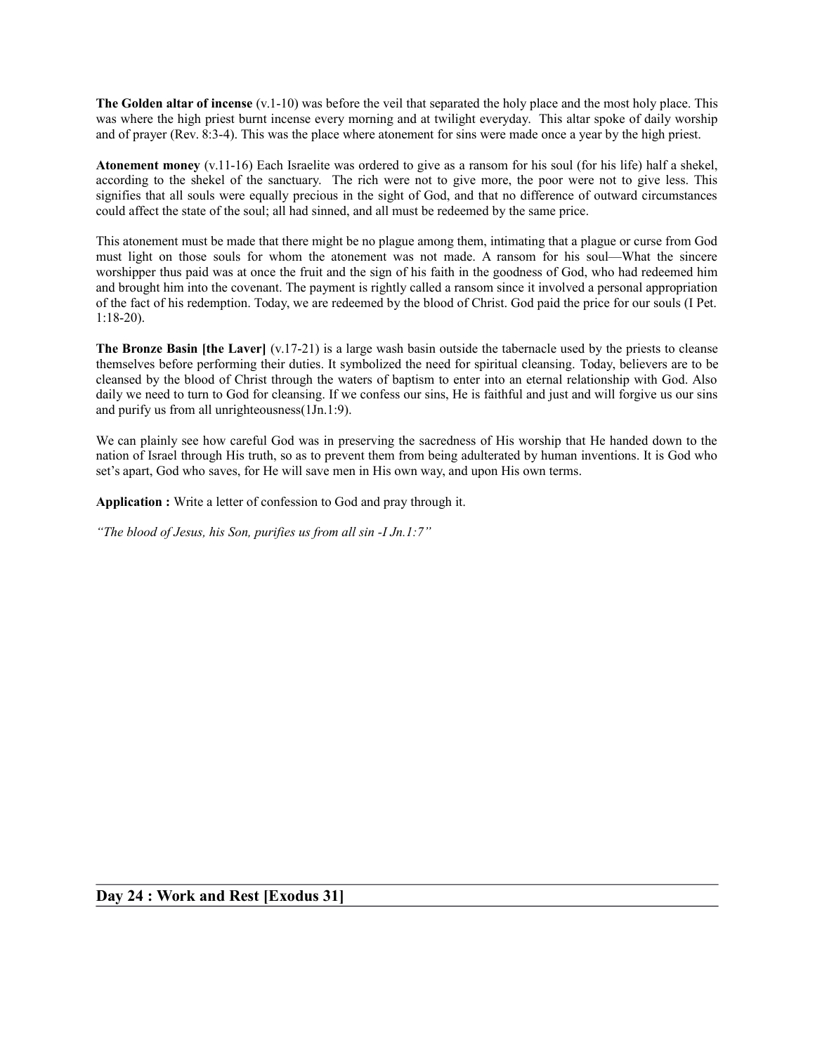**The Golden altar of incense** (v.1-10) was before the veil that separated the holy place and the most holy place. This was where the high priest burnt incense every morning and at twilight everyday. This altar spoke of daily worship and of prayer (Rev. 8:3-4). This was the place where atonement for sins were made once a year by the high priest.

**Atonement money** (v.11-16) Each Israelite was ordered to give as a ransom for his soul (for his life) half a shekel, according to the shekel of the sanctuary. The rich were not to give more, the poor were not to give less. This signifies that all souls were equally precious in the sight of God, and that no difference of outward circumstances could affect the state of the soul; all had sinned, and all must be redeemed by the same price.

This atonement must be made that there might be no plague among them, intimating that a plague or curse from God must light on those souls for whom the atonement was not made. A ransom for his soul—What the sincere worshipper thus paid was at once the fruit and the sign of his faith in the goodness of God, who had redeemed him and brought him into the covenant. The payment is rightly called a ransom since it involved a personal appropriation of the fact of his redemption. Today, we are redeemed by the blood of Christ. God paid the price for our souls (I Pet. 1:18-20).

**The Bronze Basin [the Laver]** (v.17-21) is a large wash basin outside the tabernacle used by the priests to cleanse themselves before performing their duties. It symbolized the need for spiritual cleansing. Today, believers are to be cleansed by the blood of Christ through the waters of baptism to enter into an eternal relationship with God. Also daily we need to turn to God for cleansing. If we confess our sins, He is faithful and just and will forgive us our sins and purify us from all unrighteousness(1Jn.1:9).

We can plainly see how careful God was in preserving the sacredness of His worship that He handed down to the nation of Israel through His truth, so as to prevent them from being adulterated by human inventions. It is God who set's apart, God who saves, for He will save men in His own way, and upon His own terms.

**Application :** Write a letter of confession to God and pray through it.

*"The blood of Jesus, his Son, purifies us from all sin -I Jn.1:7"*

## Day 24 : Work and Rest [Exodus 31]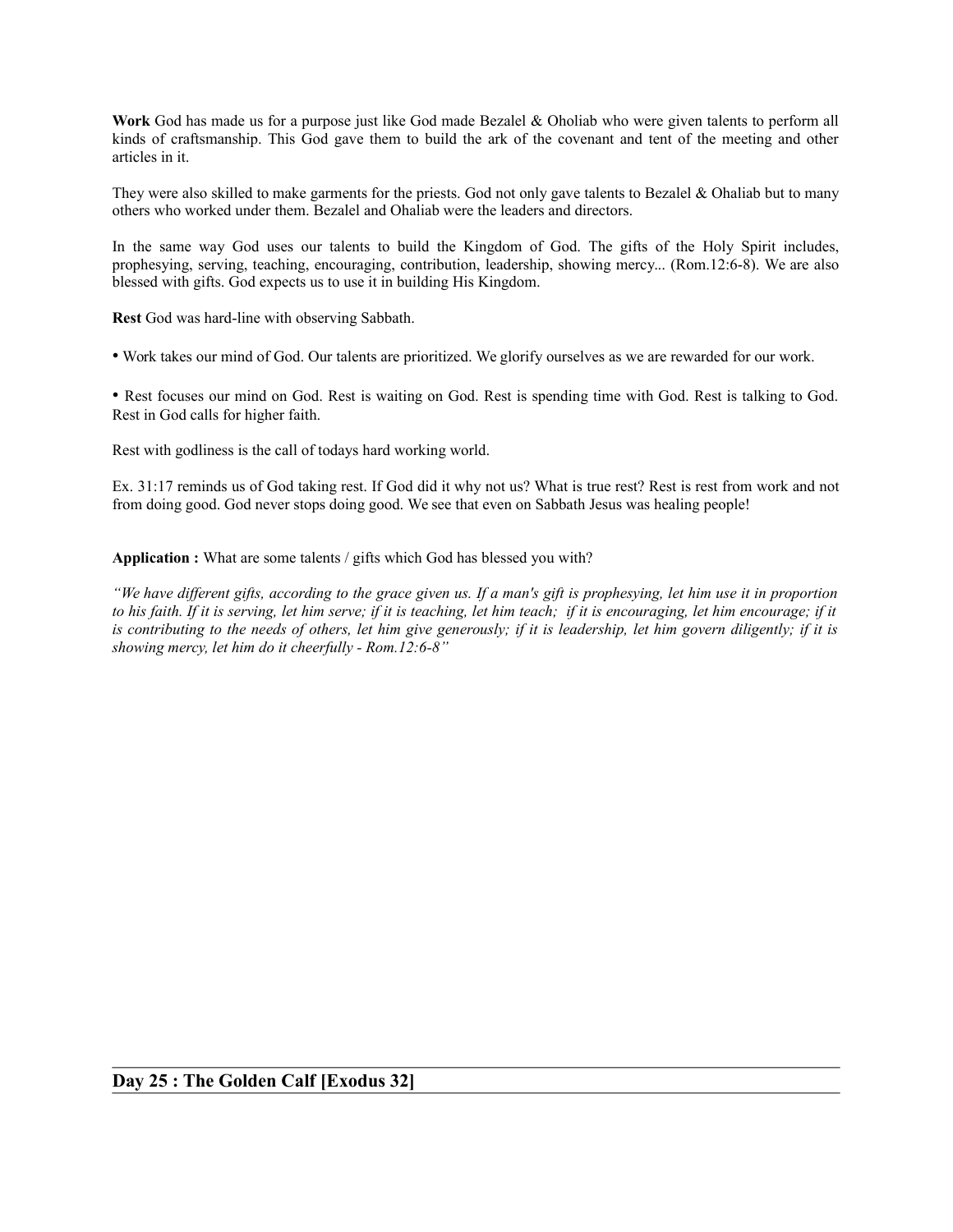**Work** God has made us for a purpose just like God made Bezalel & Oholiab who were given talents to perform all kinds of craftsmanship. This God gave them to build the ark of the covenant and tent of the meeting and other articles in it.

They were also skilled to make garments for the priests. God not only gave talents to Bezalel & Ohaliab but to many others who worked under them. Bezalel and Ohaliab were the leaders and directors.

In the same way God uses our talents to build the Kingdom of God. The gifts of the Holy Spirit includes, prophesying, serving, teaching, encouraging, contribution, leadership, showing mercy... (Rom.12:6-8). We are also blessed with gifts. God expects us to use it in building His Kingdom.

**Rest** God was hard-line with observing Sabbath.

- Work takes our mind of God. Our talents are prioritized. We glorify ourselves as we are rewarded for our work.

- Rest focuses our mind on God. Rest is waiting on God. Rest is spending time with God. Rest is talking to God. Rest in God calls for higher faith.

Rest with godliness is the call of todays hard working world.

Ex. 31:17 reminds us of God taking rest. If God did it why not us? What is true rest? Rest is rest from work and not from doing good. God never stops doing good. We see that even on Sabbath Jesus was healing people!

**Application :** What are some talents / gifts which God has blessed you with?

*"We have different gifts, according to the grace given us. If a man's gift is prophesying, let him use it in proportion to his faith. If it is serving, let him serve; if it is teaching, let him teach; if it is encouraging, let him encourage; if it is contributing to the needs of others, let him give generously; if it is leadership, let him govern diligently; if it is showing mercy, let him do it cheerfully - Rom.12:6-8"*

## Day 25 : The Golden Calf [Exodus 32]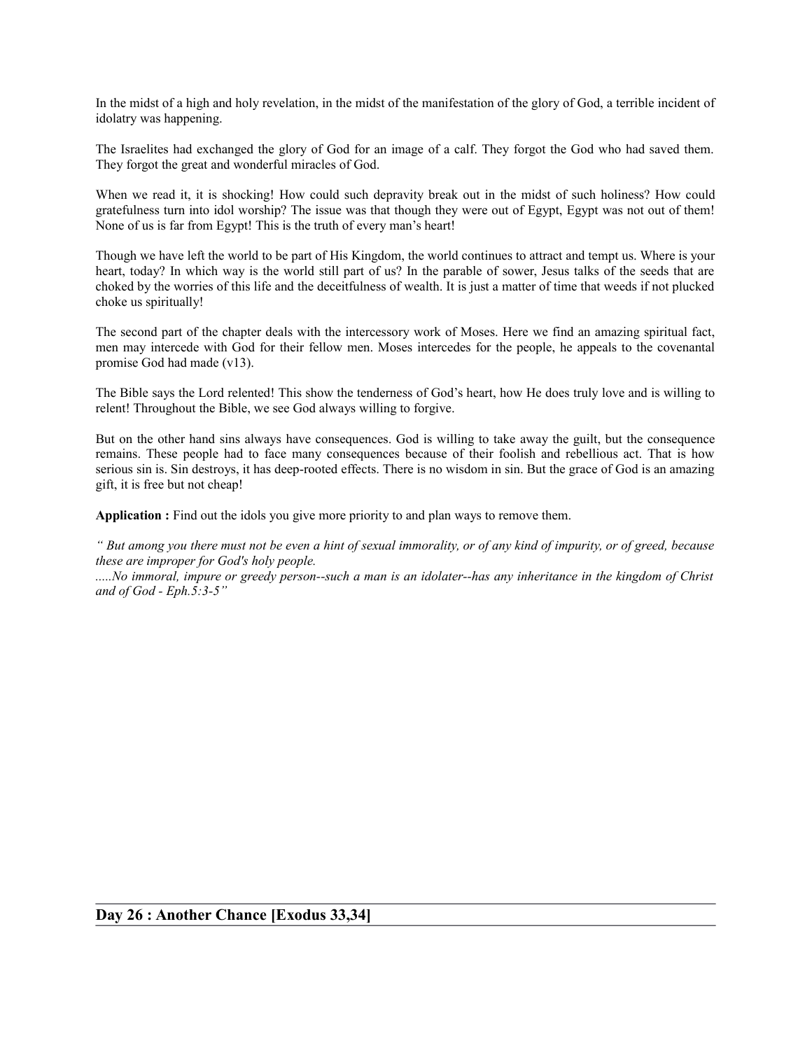In the midst of a high and holy revelation, in the midst of the manifestation of the glory of God, a terrible incident of idolatry was happening.

The Israelites had exchanged the glory of God for an image of a calf. They forgot the God who had saved them. They forgot the great and wonderful miracles of God.

When we read it, it is shocking! How could such depravity break out in the midst of such holiness? How could gratefulness turn into idol worship? The issue was that though they were out of Egypt, Egypt was not out of them! None of us is far from Egypt! This is the truth of every man's heart!

Though we have left the world to be part of His Kingdom, the world continues to attract and tempt us. Where is your heart, today? In which way is the world still part of us? In the parable of sower, Jesus talks of the seeds that are choked by the worries of this life and the deceitfulness of wealth. It is just a matter of time that weeds if not plucked choke us spiritually!

The second part of the chapter deals with the intercessory work of Moses. Here we find an amazing spiritual fact, men may intercede with God for their fellow men. Moses intercedes for the people, he appeals to the covenantal promise God had made (v13).

The Bible says the Lord relented! This show the tenderness of God's heart, how He does truly love and is willing to relent! Throughout the Bible, we see God always willing to forgive.

But on the other hand sins always have consequences. God is willing to take away the guilt, but the consequence remains. These people had to face many consequences because of their foolish and rebellious act. That is how serious sin is. Sin destroys, it has deep-rooted effects. There is no wisdom in sin. But the grace of God is an amazing gift, it is free but not cheap!

**Application :** Find out the idols you give more priority to and plan ways to remove them.

*" But among you there must not be even a hint of sexual immorality, or of any kind of impurity, or of greed, because these are improper for God's holy people.*
*.....No immoral, impure or greedy person--such a man is an idolater--has any inheritance in the kingdom of Christ and of God - Eph.5:3-5"*

## Day 26 : Another Chance [Exodus 33,34]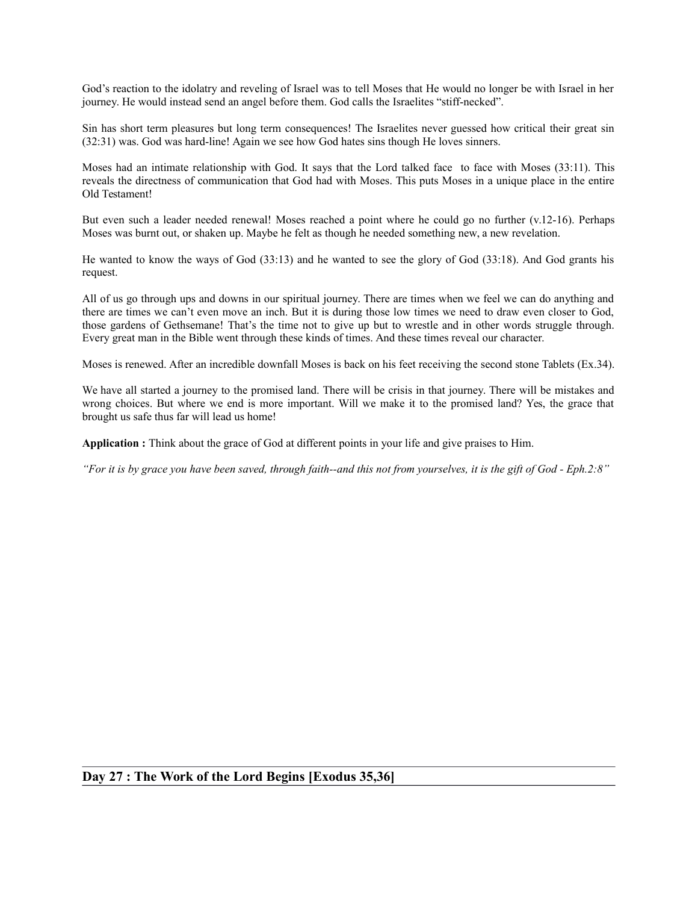God's reaction to the idolatry and reveling of Israel was to tell Moses that He would no longer be with Israel in her journey. He would instead send an angel before them. God calls the Israelites "stiff-necked".

Sin has short term pleasures but long term consequences! The Israelites never guessed how critical their great sin (32:31) was. God was hard-line! Again we see how God hates sins though He loves sinners.

Moses had an intimate relationship with God. It says that the Lord talked face to face with Moses (33:11). This reveals the directness of communication that God had with Moses. This puts Moses in a unique place in the entire Old Testament!

But even such a leader needed renewal! Moses reached a point where he could go no further (v.12-16). Perhaps Moses was burnt out, or shaken up. Maybe he felt as though he needed something new, a new revelation.

He wanted to know the ways of God (33:13) and he wanted to see the glory of God (33:18). And God grants his request.

All of us go through ups and downs in our spiritual journey. There are times when we feel we can do anything and there are times we can't even move an inch. But it is during those low times we need to draw even closer to God, those gardens of Gethsemane! That's the time not to give up but to wrestle and in other words struggle through. Every great man in the Bible went through these kinds of times. And these times reveal our character.

Moses is renewed. After an incredible downfall Moses is back on his feet receiving the second stone Tablets (Ex.34).

We have all started a journey to the promised land. There will be crisis in that journey. There will be mistakes and wrong choices. But where we end is more important. Will we make it to the promised land? Yes, the grace that brought us safe thus far will lead us home!

**Application :** Think about the grace of God at different points in your life and give praises to Him.

*"For it is by grace you have been saved, through faith--and this not from yourselves, it is the gift of God - Eph.2:8"*

## Day 27 : The Work of the Lord Begins [Exodus 35,36]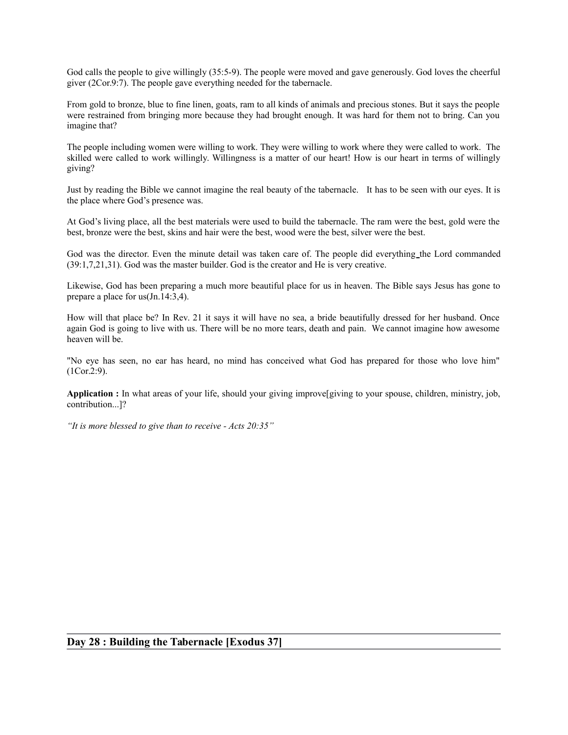God calls the people to give willingly (35:5-9). The people were moved and gave generously. God loves the cheerful giver (2Cor.9:7). The people gave everything needed for the tabernacle.

From gold to bronze, blue to fine linen, goats, ram to all kinds of animals and precious stones. But it says the people were restrained from bringing more because they had brought enough. It was hard for them not to bring. Can you imagine that?

The people including women were willing to work. They were willing to work where they were called to work. The skilled were called to work willingly. Willingness is a matter of our heart! How is our heart in terms of willingly giving?

Just by reading the Bible we cannot imagine the real beauty of the tabernacle. It has to be seen with our eyes. It is the place where God's presence was.

At God's living place, all the best materials were used to build the tabernacle. The ram were the best, gold were the best, bronze were the best, skins and hair were the best, wood were the best, silver were the best.

God was the director. Even the minute detail was taken care of. The people did everything the Lord commanded (39:1,7,21,31). God was the master builder. God is the creator and He is very creative.

Likewise, God has been preparing a much more beautiful place for us in heaven. The Bible says Jesus has gone to prepare a place for us(Jn.14:3,4).

How will that place be? In Rev. 21 it says it will have no sea, a bride beautifully dressed for her husband. Once again God is going to live with us. There will be no more tears, death and pain. We cannot imagine how awesome heaven will be.

"No eye has seen, no ear has heard, no mind has conceived what God has prepared for those who love him" (1Cor.2:9).

**Application :** In what areas of your life, should your giving improve[giving to your spouse, children, ministry, job, contribution...]?

*"It is more blessed to give than to receive - Acts 20:35"*

## Day 28 : Building the Tabernacle [Exodus 37]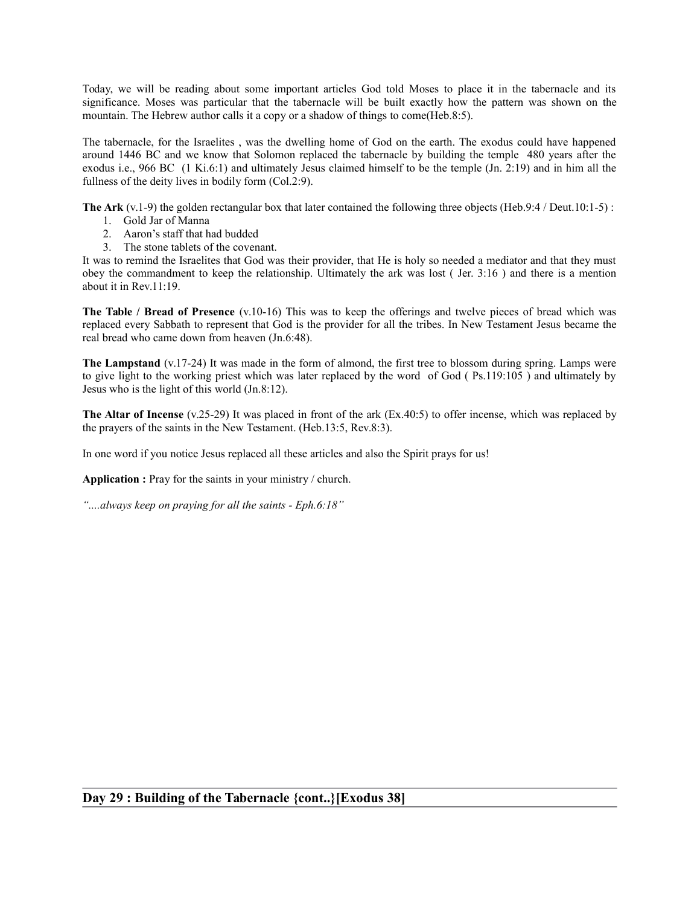Today, we will be reading about some important articles God told Moses to place it in the tabernacle and its significance. Moses was particular that the tabernacle will be built exactly how the pattern was shown on the mountain. The Hebrew author calls it a copy or a shadow of things to come(Heb.8:5).

The tabernacle, for the Israelites , was the dwelling home of God on the earth. The exodus could have happened around 1446 BC and we know that Solomon replaced the tabernacle by building the temple 480 years after the exodus i.e., 966 BC (1 Ki.6:1) and ultimately Jesus claimed himself to be the temple (Jn. 2:19) and in him all the fullness of the deity lives in bodily form (Col.2:9).

**The Ark** (v.1-9) the golden rectangular box that later contained the following three objects (Heb.9:4 / Deut.10:1-5) :

1. Gold Jar of Manna
2. Aaron's staff that had budded
3. The stone tablets of the covenant.

It was to remind the Israelites that God was their provider, that He is holy so needed a mediator and that they must obey the commandment to keep the relationship. Ultimately the ark was lost ( Jer. 3:16 ) and there is a mention about it in Rev.11:19.

**The Table / Bread of Presence** (v.10-16) This was to keep the offerings and twelve pieces of bread which was replaced every Sabbath to represent that God is the provider for all the tribes. In New Testament Jesus became the real bread who came down from heaven (Jn.6:48).

**The Lampstand** (v.17-24) It was made in the form of almond, the first tree to blossom during spring. Lamps were to give light to the working priest which was later replaced by the word of God ( Ps.119:105 ) and ultimately by Jesus who is the light of this world (Jn.8:12).

**The Altar of Incense** (v.25-29) It was placed in front of the ark (Ex.40:5) to offer incense, which was replaced by the prayers of the saints in the New Testament. (Heb.13:5, Rev.8:3).

In one word if you notice Jesus replaced all these articles and also the Spirit prays for us!

**Application :** Pray for the saints in your ministry / church.

*"....always keep on praying for all the saints - Eph.6:18"*

## Day 29 : Building of the Tabernacle {cont..}[Exodus 38]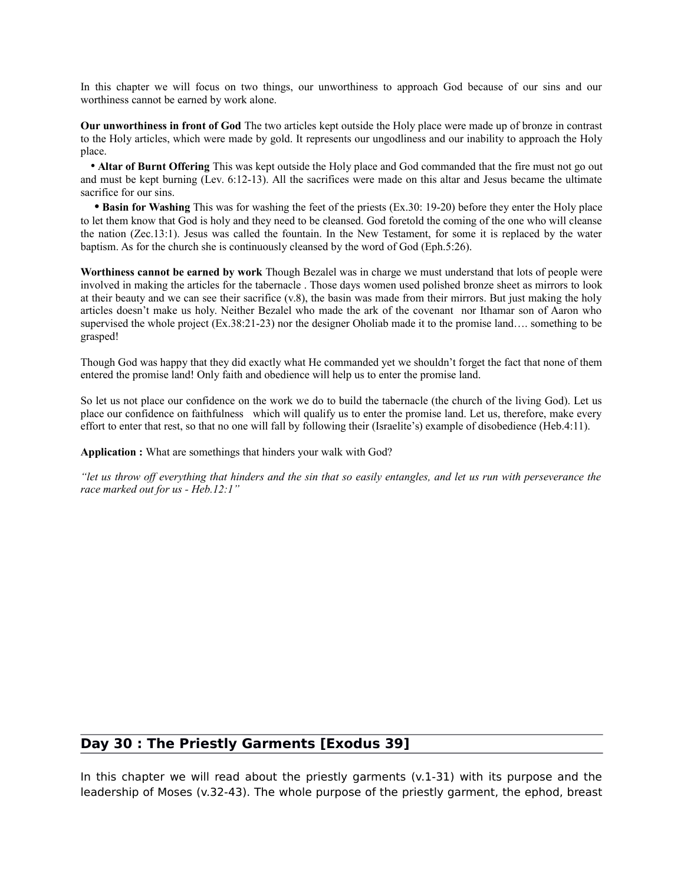In this chapter we will focus on two things, our unworthiness to approach God because of our sins and our worthiness cannot be earned by work alone.

**Our unworthiness in front of God** The two articles kept outside the Holy place were made up of bronze in contrast to the Holy articles, which were made by gold. It represents our ungodliness and our inability to approach the Holy place.

- **Altar of Burnt Offering** This was kept outside the Holy place and God commanded that the fire must not go out and must be kept burning (Lev. 6:12-13). All the sacrifices were made on this altar and Jesus became the ultimate sacrifice for our sins.
- **Basin for Washing** This was for washing the feet of the priests (Ex.30: 19-20) before they enter the Holy place to let them know that God is holy and they need to be cleansed. God foretold the coming of the one who will cleanse the nation (Zec.13:1). Jesus was called the fountain. In the New Testament, for some it is replaced by the water baptism. As for the church she is continuously cleansed by the word of God (Eph.5:26).

**Worthiness cannot be earned by work** Though Bezalel was in charge we must understand that lots of people were involved in making the articles for the tabernacle . Those days women used polished bronze sheet as mirrors to look at their beauty and we can see their sacrifice (v.8), the basin was made from their mirrors. But just making the holy articles doesn't make us holy. Neither Bezalel who made the ark of the covenant nor Ithamar son of Aaron who supervised the whole project (Ex.38:21-23) nor the designer Oholiab made it to the promise land…. something to be grasped!

Though God was happy that they did exactly what He commanded yet we shouldn't forget the fact that none of them entered the promise land! Only faith and obedience will help us to enter the promise land.

So let us not place our confidence on the work we do to build the tabernacle (the church of the living God). Let us place our confidence on faithfulness which will qualify us to enter the promise land. Let us, therefore, make every effort to enter that rest, so that no one will fall by following their (Israelite's) example of disobedience (Heb.4:11).

**Application :** What are somethings that hinders your walk with God?

*"let us throw off everything that hinders and the sin that so easily entangles, and let us run with perseverance the race marked out for us - Heb.12:1"*

## Day 30 : The Priestly Garments [Exodus 39]

In this chapter we will read about the priestly garments (v.1-31) with its purpose and the leadership of Moses (v.32-43). The whole purpose of the priestly garment, the ephod, breast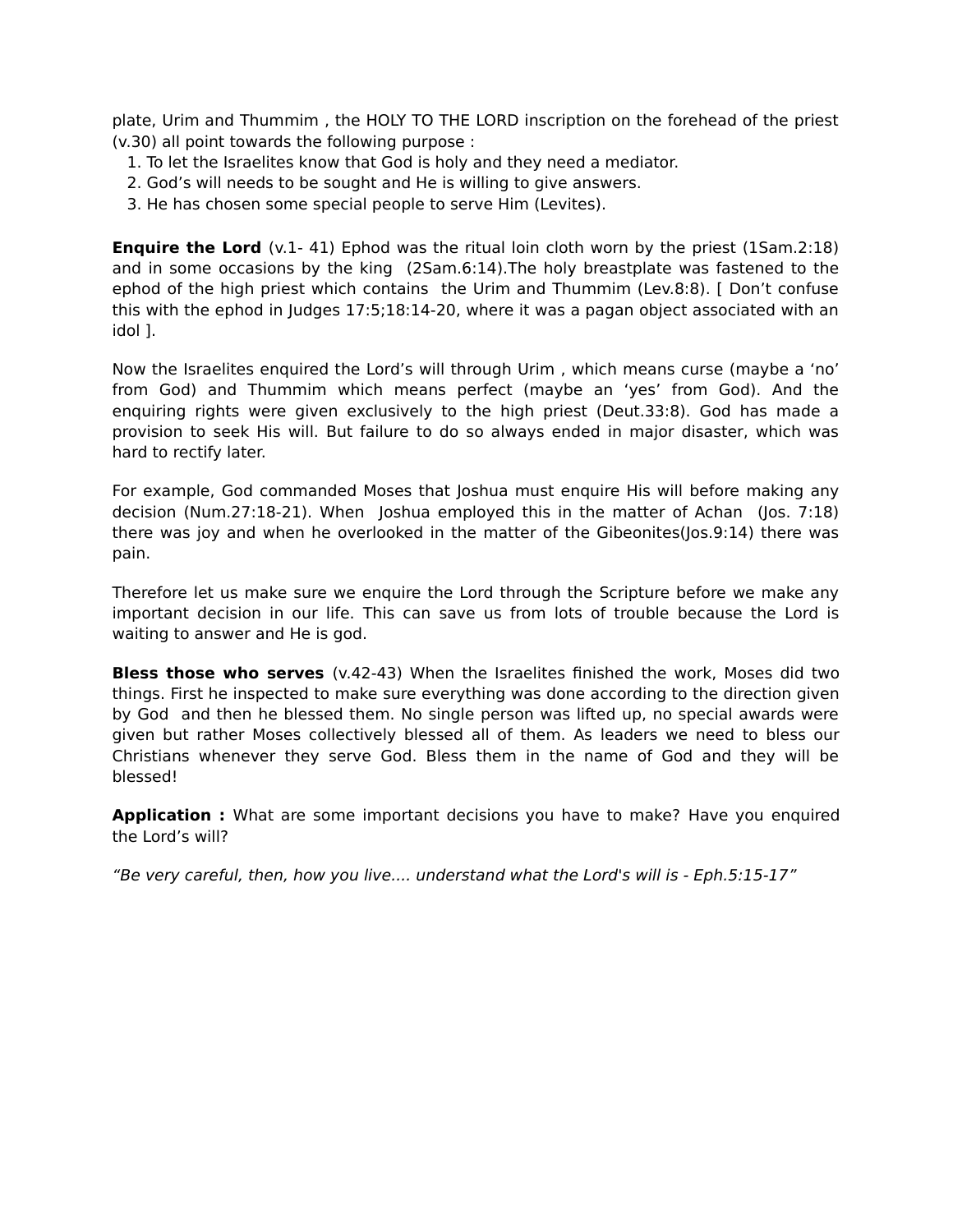plate, Urim and Thummim , the HOLY TO THE LORD inscription on the forehead of the priest (v.30) all point towards the following purpose :

1. To let the Israelites know that God is holy and they need a mediator.
2. God's will needs to be sought and He is willing to give answers.
3. He has chosen some special people to serve Him (Levites).

**Enquire the Lord** (v.1- 41) Ephod was the ritual loin cloth worn by the priest (1Sam.2:18) and in some occasions by the king (2Sam.6:14).The holy breastplate was fastened to the ephod of the high priest which contains the Urim and Thummim (Lev.8:8). [ Don't confuse this with the ephod in Judges 17:5;18:14-20, where it was a pagan object associated with an idol ].

Now the Israelites enquired the Lord's will through Urim , which means curse (maybe a 'no' from God) and Thummim which means perfect (maybe an 'yes' from God). And the enquiring rights were given exclusively to the high priest (Deut.33:8). God has made a provision to seek His will. But failure to do so always ended in major disaster, which was hard to rectify later.

For example, God commanded Moses that Joshua must enquire His will before making any decision (Num.27:18-21). When Joshua employed this in the matter of Achan (Jos. 7:18) there was joy and when he overlooked in the matter of the Gibeonites(Jos.9:14) there was pain.

Therefore let us make sure we enquire the Lord through the Scripture before we make any important decision in our life. This can save us from lots of trouble because the Lord is waiting to answer and He is god.

**Bless those who serves** (v.42-43) When the Israelites finished the work, Moses did two things. First he inspected to make sure everything was done according to the direction given by God and then he blessed them. No single person was lifted up, no special awards were given but rather Moses collectively blessed all of them. As leaders we need to bless our Christians whenever they serve God. Bless them in the name of God and they will be blessed!

**Application :** What are some important decisions you have to make? Have you enquired the Lord's will?

*"Be very careful, then, how you live.... understand what the Lord's will is - Eph.5:15-17"*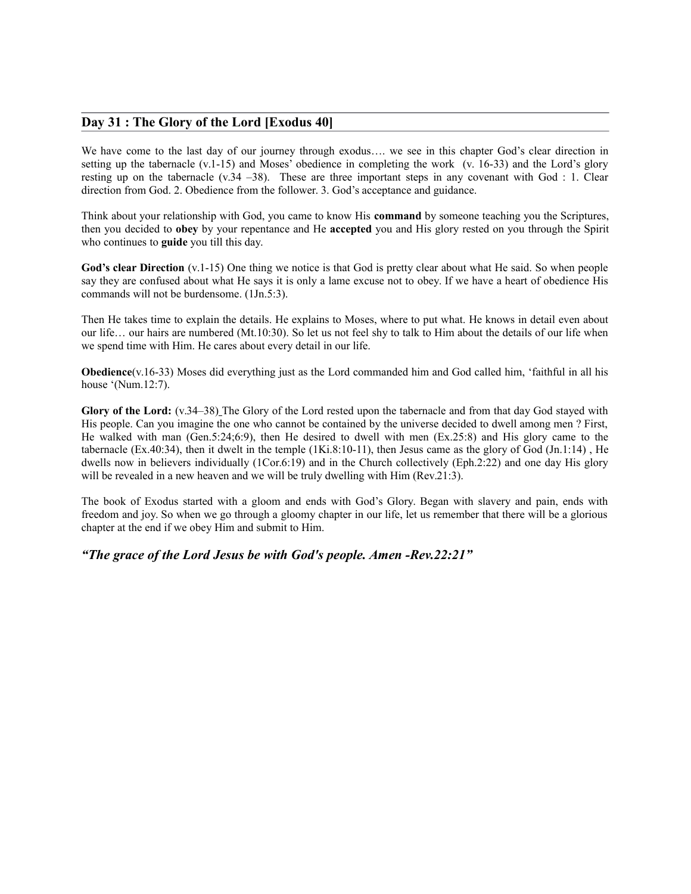## Day 31 : The Glory of the Lord [Exodus 40]

We have come to the last day of our journey through exodus…. we see in this chapter God's clear direction in setting up the tabernacle (v.1-15) and Moses' obedience in completing the work (v. 16-33) and the Lord's glory resting up on the tabernacle (v.34 –38). These are three important steps in any covenant with God : 1. Clear direction from God. 2. Obedience from the follower. 3. God's acceptance and guidance.

Think about your relationship with God, you came to know His **command** by someone teaching you the Scriptures, then you decided to **obey** by your repentance and He **accepted** you and His glory rested on you through the Spirit who continues to **guide** you till this day.

**God's clear Direction** (v.1-15) One thing we notice is that God is pretty clear about what He said. So when people say they are confused about what He says it is only a lame excuse not to obey. If we have a heart of obedience His commands will not be burdensome. (1Jn.5:3).

Then He takes time to explain the details. He explains to Moses, where to put what. He knows in detail even about our life… our hairs are numbered (Mt.10:30). So let us not feel shy to talk to Him about the details of our life when we spend time with Him. He cares about every detail in our life.

**Obedience**(v.16-33) Moses did everything just as the Lord commanded him and God called him, 'faithful in all his house '(Num.12:7).

**Glory of the Lord:** (v.34–38) The Glory of the Lord rested upon the tabernacle and from that day God stayed with His people. Can you imagine the one who cannot be contained by the universe decided to dwell among men ? First, He walked with man (Gen.5:24;6:9), then He desired to dwell with men (Ex.25:8) and His glory came to the tabernacle (Ex.40:34), then it dwelt in the temple (1Ki.8:10-11), then Jesus came as the glory of God (Jn.1:14) , He dwells now in believers individually (1Cor.6:19) and in the Church collectively (Eph.2:22) and one day His glory will be revealed in a new heaven and we will be truly dwelling with Him (Rev.21:3).

The book of Exodus started with a gloom and ends with God's Glory. Began with slavery and pain, ends with freedom and joy. So when we go through a gloomy chapter in our life, let us remember that there will be a glorious chapter at the end if we obey Him and submit to Him.

### *"The grace of the Lord Jesus be with God's people. Amen -Rev.22:21"*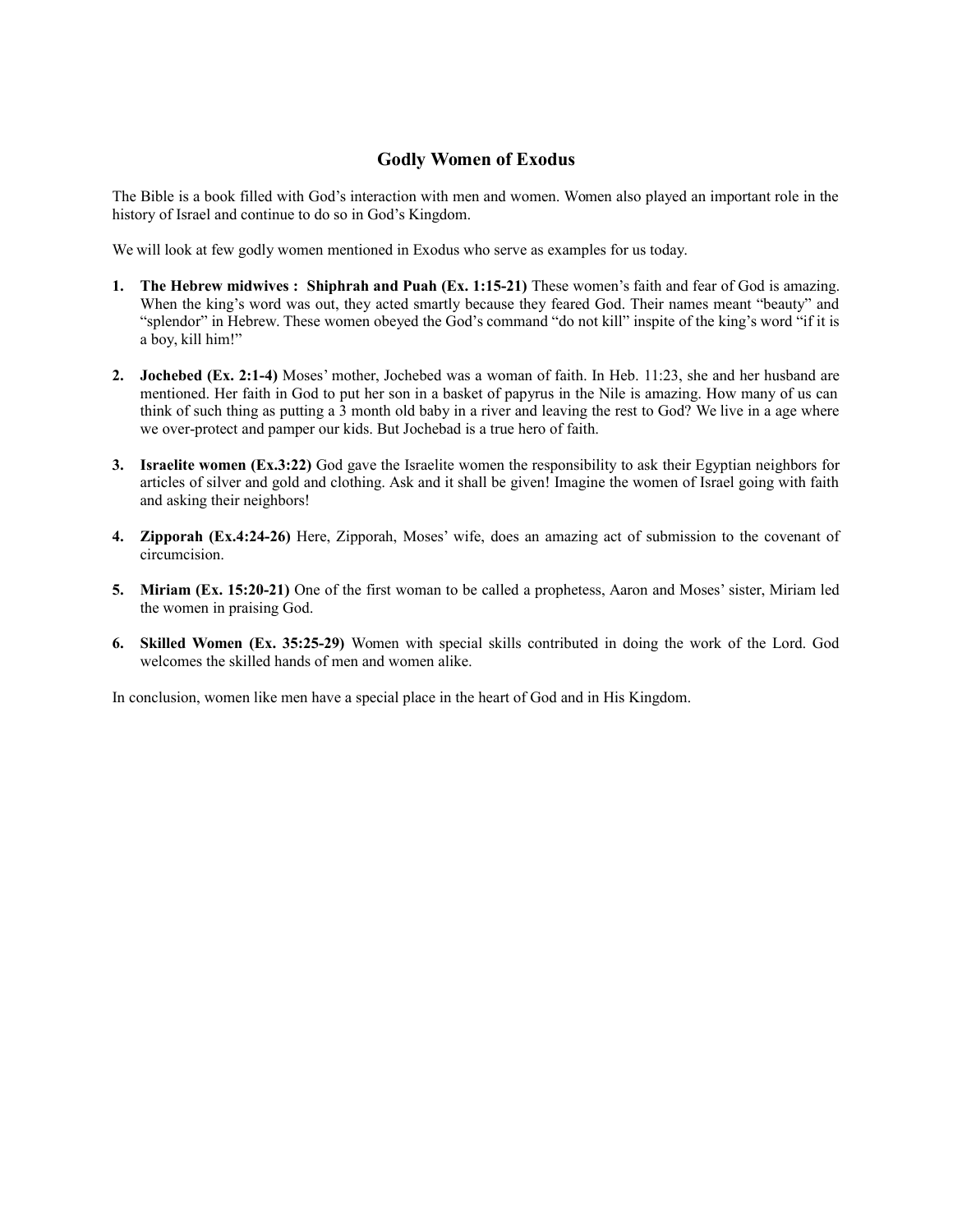## Godly Women of Exodus

The Bible is a book filled with God's interaction with men and women. Women also played an important role in the history of Israel and continue to do so in God's Kingdom.

We will look at few godly women mentioned in Exodus who serve as examples for us today.

1. **The Hebrew midwives : Shiphrah and Puah (Ex. 1:15-21)** These women's faith and fear of God is amazing. When the king's word was out, they acted smartly because they feared God. Their names meant "beauty" and "splendor" in Hebrew. These women obeyed the God's command "do not kill" inspite of the king's word "if it is a boy, kill him!"

2. **Jochebed (Ex. 2:1-4)** Moses' mother, Jochebed was a woman of faith. In Heb. 11:23, she and her husband are mentioned. Her faith in God to put her son in a basket of papyrus in the Nile is amazing. How many of us can think of such thing as putting a 3 month old baby in a river and leaving the rest to God? We live in a age where we over-protect and pamper our kids. But Jochebad is a true hero of faith.

3. **Israelite women (Ex.3:22)** God gave the Israelite women the responsibility to ask their Egyptian neighbors for articles of silver and gold and clothing. Ask and it shall be given! Imagine the women of Israel going with faith and asking their neighbors!

4. **Zipporah (Ex.4:24-26)** Here, Zipporah, Moses' wife, does an amazing act of submission to the covenant of circumcision.

5. **Miriam (Ex. 15:20-21)** One of the first woman to be called a prophetess, Aaron and Moses' sister, Miriam led the women in praising God.

6. **Skilled Women (Ex. 35:25-29)** Women with special skills contributed in doing the work of the Lord. God welcomes the skilled hands of men and women alike.

In conclusion, women like men have a special place in the heart of God and in His Kingdom.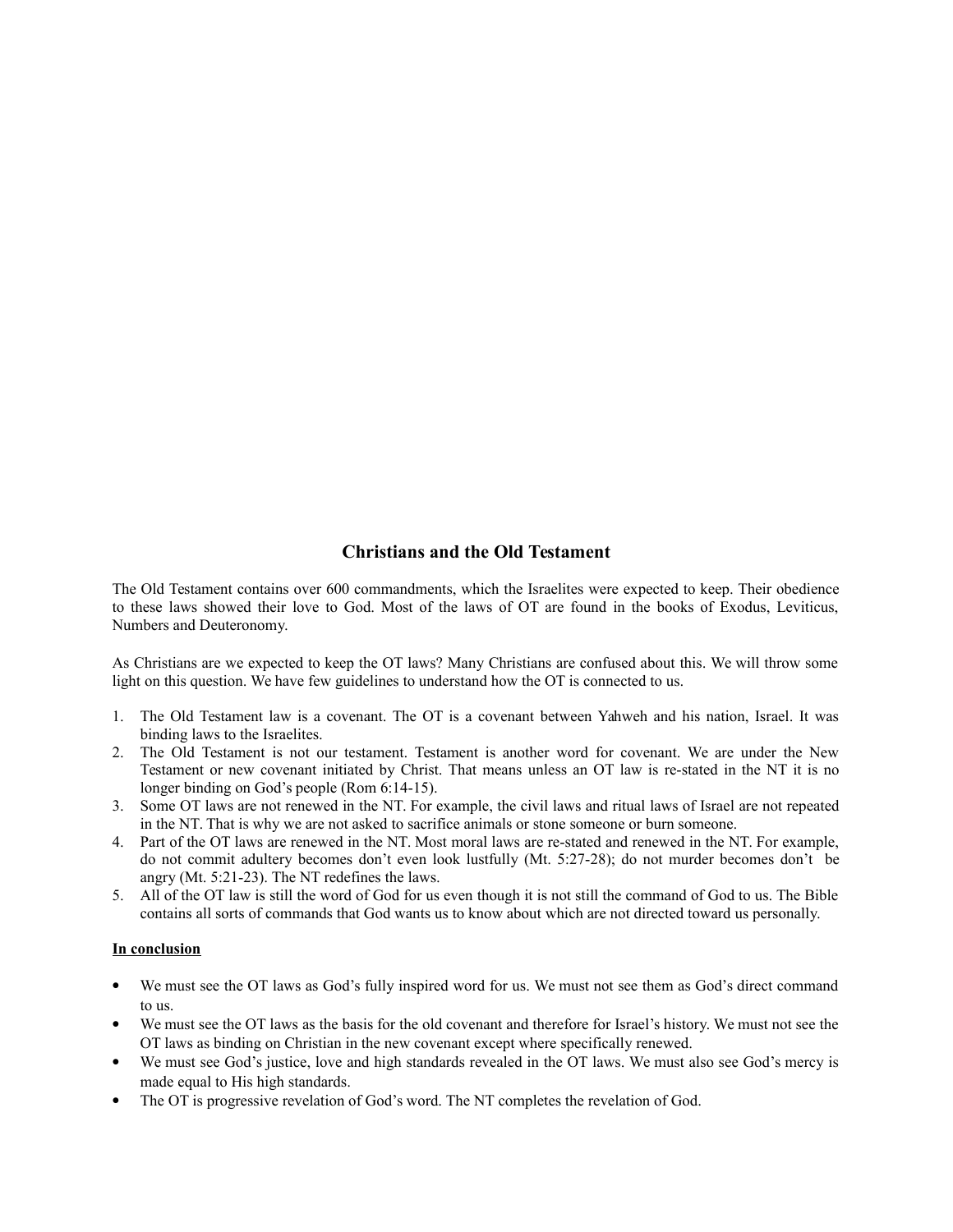# Christians and the Old Testament

The Old Testament contains over 600 commandments, which the Israelites were expected to keep. Their obedience to these laws showed their love to God. Most of the laws of OT are found in the books of Exodus, Leviticus, Numbers and Deuteronomy.

As Christians are we expected to keep the OT laws? Many Christians are confused about this. We will throw some light on this question. We have few guidelines to understand how the OT is connected to us.

1. The Old Testament law is a covenant. The OT is a covenant between Yahweh and his nation, Israel. It was binding laws to the Israelites.
2. The Old Testament is not our testament. Testament is another word for covenant. We are under the New Testament or new covenant initiated by Christ. That means unless an OT law is re-stated in the NT it is no longer binding on God's people (Rom 6:14-15).
3. Some OT laws are not renewed in the NT. For example, the civil laws and ritual laws of Israel are not repeated in the NT. That is why we are not asked to sacrifice animals or stone someone or burn someone.
4. Part of the OT laws are renewed in the NT. Most moral laws are re-stated and renewed in the NT. For example, do not commit adultery becomes don't even look lustfully (Mt. 5:27-28); do not murder becomes don't be angry (Mt. 5:21-23). The NT redefines the laws.
5. All of the OT law is still the word of God for us even though it is not still the command of God to us. The Bible contains all sorts of commands that God wants us to know about which are not directed toward us personally.

**In conclusion**

- We must see the OT laws as God's fully inspired word for us. We must not see them as God's direct command to us.
- We must see the OT laws as the basis for the old covenant and therefore for Israel's history. We must not see the OT laws as binding on Christian in the new covenant except where specifically renewed.
- We must see God's justice, love and high standards revealed in the OT laws. We must also see God's mercy is made equal to His high standards.
- The OT is progressive revelation of God's word. The NT completes the revelation of God.